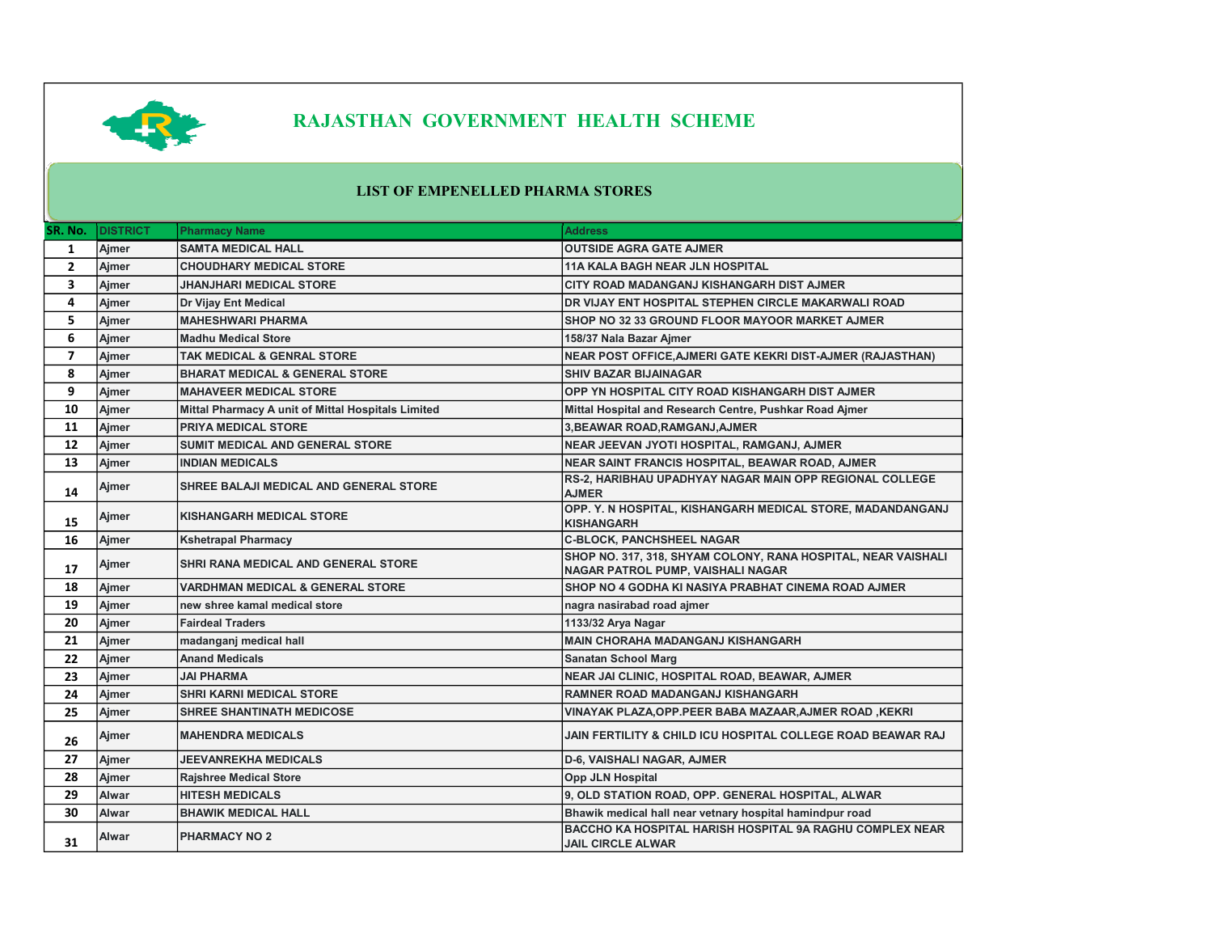# RAJASTHAN GOVERNMENT HEALTH SCHEME

## LIST OF EMPENELLED PHARMA STORES

| SR. No. | DISTRICT | Pharmacy Name | Address |
|---|---|---|---|
| 1 | Ajmer | SAMTA MEDICAL HALL | OUTSIDE AGRA GATE AJMER |
| 2 | Ajmer | CHOUDHARY MEDICAL STORE | 11A KALA BAGH NEAR JLN HOSPITAL |
| 3 | Ajmer | JHANJHARI MEDICAL STORE | CITY ROAD MADANGANJ KISHANGARH DIST AJMER |
| 4 | Ajmer | Dr Vijay Ent Medical | DR VIJAY ENT HOSPITAL STEPHEN CIRCLE MAKARWALI ROAD |
| 5 | Ajmer | MAHESHWARI PHARMA | SHOP NO 32 33 GROUND FLOOR MAYOOR MARKET AJMER |
| 6 | Ajmer | Madhu Medical Store | 158/37 Nala Bazar Ajmer |
| 7 | Ajmer | TAK MEDICAL & GENRAL STORE | NEAR POST OFFICE,AJMERI GATE KEKRI DIST-AJMER (RAJASTHAN) |
| 8 | Ajmer | BHARAT MEDICAL & GENERAL STORE | SHIV BAZAR BIJAINAGAR |
| 9 | Ajmer | MAHAVEER MEDICAL STORE | OPP YN HOSPITAL CITY ROAD KISHANGARH DIST AJMER |
| 10 | Ajmer | Mittal Pharmacy A unit of Mittal Hospitals Limited | Mittal Hospital and Research Centre, Pushkar Road Ajmer |
| 11 | Ajmer | PRIYA MEDICAL STORE | 3,BEAWAR ROAD,RAMGANJ,AJMER |
| 12 | Ajmer | SUMIT MEDICAL AND GENERAL STORE | NEAR JEEVAN JYOTI HOSPITAL, RAMGANJ, AJMER |
| 13 | Ajmer | INDIAN MEDICALS | NEAR SAINT FRANCIS HOSPITAL, BEAWAR ROAD, AJMER |
| 14 | Ajmer | SHREE BALAJI MEDICAL AND GENERAL STORE | RS-2, HARIBHAU UPADHYAY NAGAR MAIN OPP REGIONAL COLLEGE AJMER |
| 15 | Ajmer | KISHANGARH MEDICAL STORE | OPP. Y. N HOSPITAL, KISHANGARH MEDICAL STORE, MADANDANGANJ KISHANGARH |
| 16 | Ajmer | Kshetrapal Pharmacy | C-BLOCK, PANCHSHEEL NAGAR |
| 17 | Ajmer | SHRI RANA MEDICAL AND GENERAL STORE | SHOP NO. 317, 318, SHYAM COLONY, RANA HOSPITAL, NEAR VAISHALI NAGAR PATROL PUMP, VAISHALI NAGAR |
| 18 | Ajmer | VARDHMAN MEDICAL & GENERAL STORE | SHOP NO 4 GODHA KI NASIYA PRABHAT CINEMA ROAD AJMER |
| 19 | Ajmer | new shree kamal medical store | nagra nasirabad road ajmer |
| 20 | Ajmer | Fairdeal Traders | 1133/32 Arya Nagar |
| 21 | Ajmer | madanganj medical hall | MAIN CHORAHA MADANGANJ KISHANGARH |
| 22 | Ajmer | Anand Medicals | Sanatan School Marg |
| 23 | Ajmer | JAI PHARMA | NEAR JAI CLINIC, HOSPITAL ROAD, BEAWAR, AJMER |
| 24 | Ajmer | SHRI KARNI MEDICAL STORE | RAMNER ROAD MADANGANJ KISHANGARH |
| 25 | Ajmer | SHREE SHANTINATH MEDICOSE | VINAYAK PLAZA,OPP.PEER BABA MAZAAR,AJMER ROAD ,KEKRI |
| 26 | Ajmer | MAHENDRA MEDICALS | JAIN FERTILITY & CHILD ICU HOSPITAL COLLEGE ROAD BEAWAR RAJ |
| 27 | Ajmer | JEEVANREKHA MEDICALS | D-6, VAISHALI NAGAR, AJMER |
| 28 | Ajmer | Rajshree Medical Store | Opp JLN Hospital |
| 29 | Alwar | HITESH MEDICALS | 9, OLD STATION ROAD, OPP. GENERAL HOSPITAL, ALWAR |
| 30 | Alwar | BHAWIK MEDICAL HALL | Bhawik medical hall near vetnary hospital hamindpur road |
| 31 | Alwar | PHARMACY NO 2 | BACCHO KA HOSPITAL HARISH HOSPITAL 9A RAGHU COMPLEX NEAR JAIL CIRCLE ALWAR |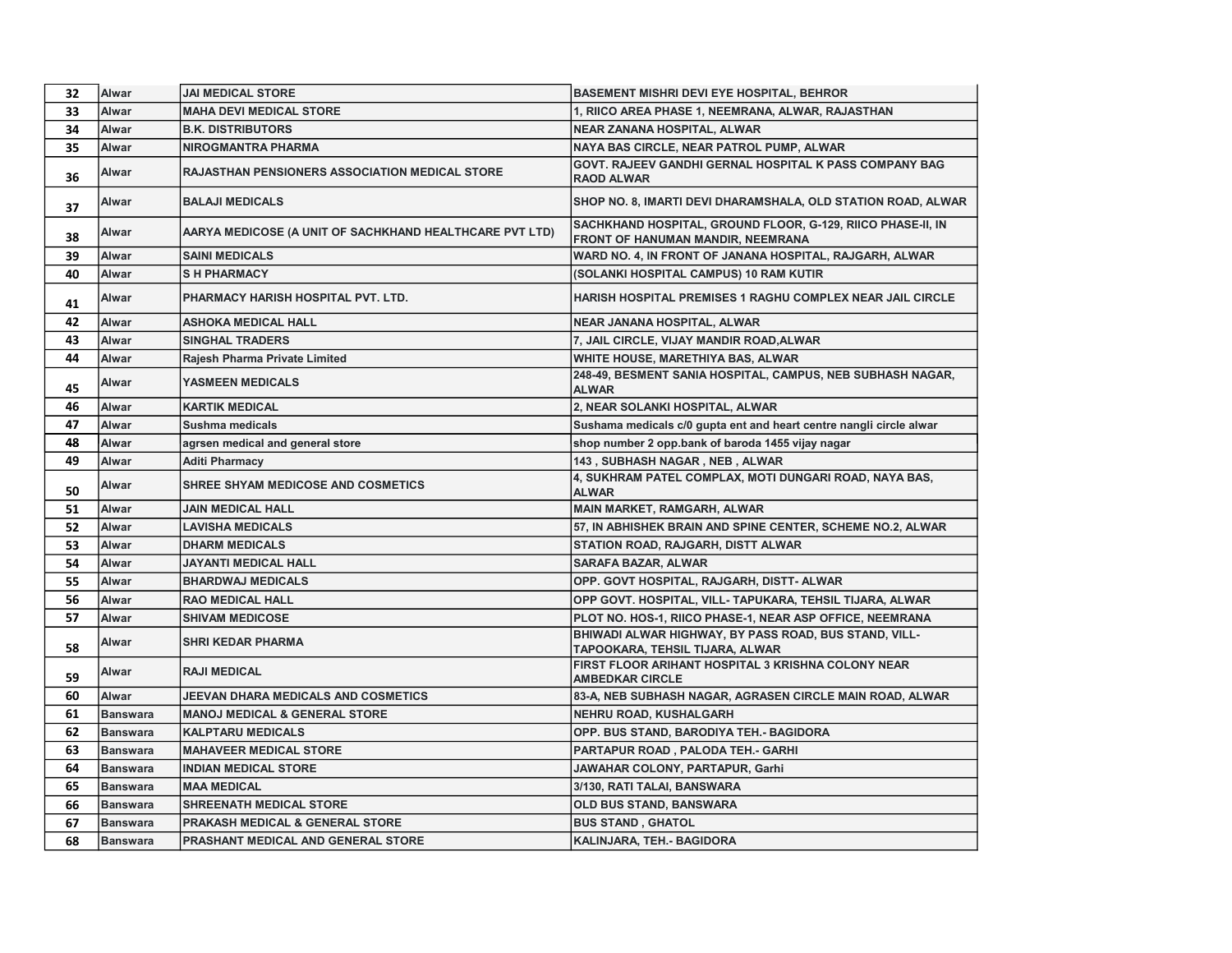| | | | |
|---|---|---|---|
| 32 | Alwar | JAI MEDICAL STORE | BASEMENT MISHRI DEVI EYE HOSPITAL, BEHROR |
| 33 | Alwar | MAHA DEVI MEDICAL STORE | 1, RIICO AREA PHASE 1, NEEMRANA, ALWAR, RAJASTHAN |
| 34 | Alwar | B.K. DISTRIBUTORS | NEAR ZANANA HOSPITAL, ALWAR |
| 35 | Alwar | NIROGMANTRA PHARMA | NAYA BAS CIRCLE, NEAR PATROL PUMP, ALWAR |
| 36 | Alwar | RAJASTHAN PENSIONERS ASSOCIATION MEDICAL STORE | GOVT. RAJEEV GANDHI GERNAL HOSPITAL K PASS COMPANY BAG RAOD ALWAR |
| 37 | Alwar | BALAJI MEDICALS | SHOP NO. 8, IMARTI DEVI DHARAMSHALA, OLD STATION ROAD, ALWAR |
| 38 | Alwar | AARYA MEDICOSE (A UNIT OF SACHKHAND HEALTHCARE PVT LTD) | SACHKHAND HOSPITAL, GROUND FLOOR, G-129, RIICO PHASE-II, IN FRONT OF HANUMAN MANDIR, NEEMRANA |
| 39 | Alwar | SAINI MEDICALS | WARD NO. 4, IN FRONT OF JANANA HOSPITAL, RAJGARH, ALWAR |
| 40 | Alwar | S H PHARMACY | (SOLANKI HOSPITAL CAMPUS) 10 RAM KUTIR |
| 41 | Alwar | PHARMACY HARISH HOSPITAL PVT. LTD. | HARISH HOSPITAL PREMISES 1 RAGHU COMPLEX NEAR JAIL CIRCLE |
| 42 | Alwar | ASHOKA MEDICAL HALL | NEAR JANANA HOSPITAL, ALWAR |
| 43 | Alwar | SINGHAL TRADERS | 7, JAIL CIRCLE, VIJAY MANDIR ROAD,ALWAR |
| 44 | Alwar | Rajesh Pharma Private Limited | WHITE HOUSE, MARETHIYA BAS, ALWAR |
| 45 | Alwar | YASMEEN MEDICALS | 248-49, BESMENT SANIA HOSPITAL, CAMPUS, NEB SUBHASH NAGAR, ALWAR |
| 46 | Alwar | KARTIK MEDICAL | 2, NEAR SOLANKI HOSPITAL, ALWAR |
| 47 | Alwar | Sushma medicals | Sushama medicals c/0 gupta ent and heart centre nangli circle alwar |
| 48 | Alwar | agrsen medical and general store | shop number 2 opp.bank of baroda 1455 vijay nagar |
| 49 | Alwar | Aditi Pharmacy | 143 , SUBHASH NAGAR , NEB , ALWAR |
| 50 | Alwar | SHREE SHYAM MEDICOSE AND COSMETICS | 4, SUKHRAM PATEL COMPLAX, MOTI DUNGARI ROAD, NAYA BAS, ALWAR |
| 51 | Alwar | JAIN MEDICAL HALL | MAIN MARKET, RAMGARH, ALWAR |
| 52 | Alwar | LAVISHA MEDICALS | 57, IN ABHISHEK BRAIN AND SPINE CENTER, SCHEME NO.2, ALWAR |
| 53 | Alwar | DHARM MEDICALS | STATION ROAD, RAJGARH, DISTT ALWAR |
| 54 | Alwar | JAYANTI MEDICAL HALL | SARAFA BAZAR, ALWAR |
| 55 | Alwar | BHARDWAJ MEDICALS | OPP. GOVT HOSPITAL, RAJGARH, DISTT- ALWAR |
| 56 | Alwar | RAO MEDICAL HALL | OPP GOVT. HOSPITAL, VILL- TAPUKARA, TEHSIL TIJARA, ALWAR |
| 57 | Alwar | SHIVAM MEDICOSE | PLOT NO. HOS-1, RIICO PHASE-1, NEAR ASP OFFICE, NEEMRANA |
| 58 | Alwar | SHRI KEDAR PHARMA | BHIWADI ALWAR HIGHWAY, BY PASS ROAD, BUS STAND, VILL- TAPOOKARA, TEHSIL TIJARA, ALWAR |
| 59 | Alwar | RAJI MEDICAL | FIRST FLOOR ARIHANT HOSPITAL 3 KRISHNA COLONY NEAR AMBEDKAR CIRCLE |
| 60 | Alwar | JEEVAN DHARA MEDICALS AND COSMETICS | 83-A, NEB SUBHASH NAGAR, AGRASEN CIRCLE MAIN ROAD, ALWAR |
| 61 | Banswara | MANOJ MEDICAL & GENERAL STORE | NEHRU ROAD, KUSHALGARH |
| 62 | Banswara | KALPTARU MEDICALS | OPP. BUS STAND, BARODIYA TEH.- BAGIDORA |
| 63 | Banswara | MAHAVEER MEDICAL STORE | PARTAPUR ROAD , PALODA TEH.- GARHI |
| 64 | Banswara | INDIAN MEDICAL STORE | JAWAHAR COLONY, PARTAPUR, Garhi |
| 65 | Banswara | MAA MEDICAL | 3/130, RATI TALAI, BANSWARA |
| 66 | Banswara | SHREENATH MEDICAL STORE | OLD BUS STAND, BANSWARA |
| 67 | Banswara | PRAKASH MEDICAL & GENERAL STORE | BUS STAND , GHATOL |
| 68 | Banswara | PRASHANT MEDICAL AND GENERAL STORE | KALINJARA, TEH.- BAGIDORA |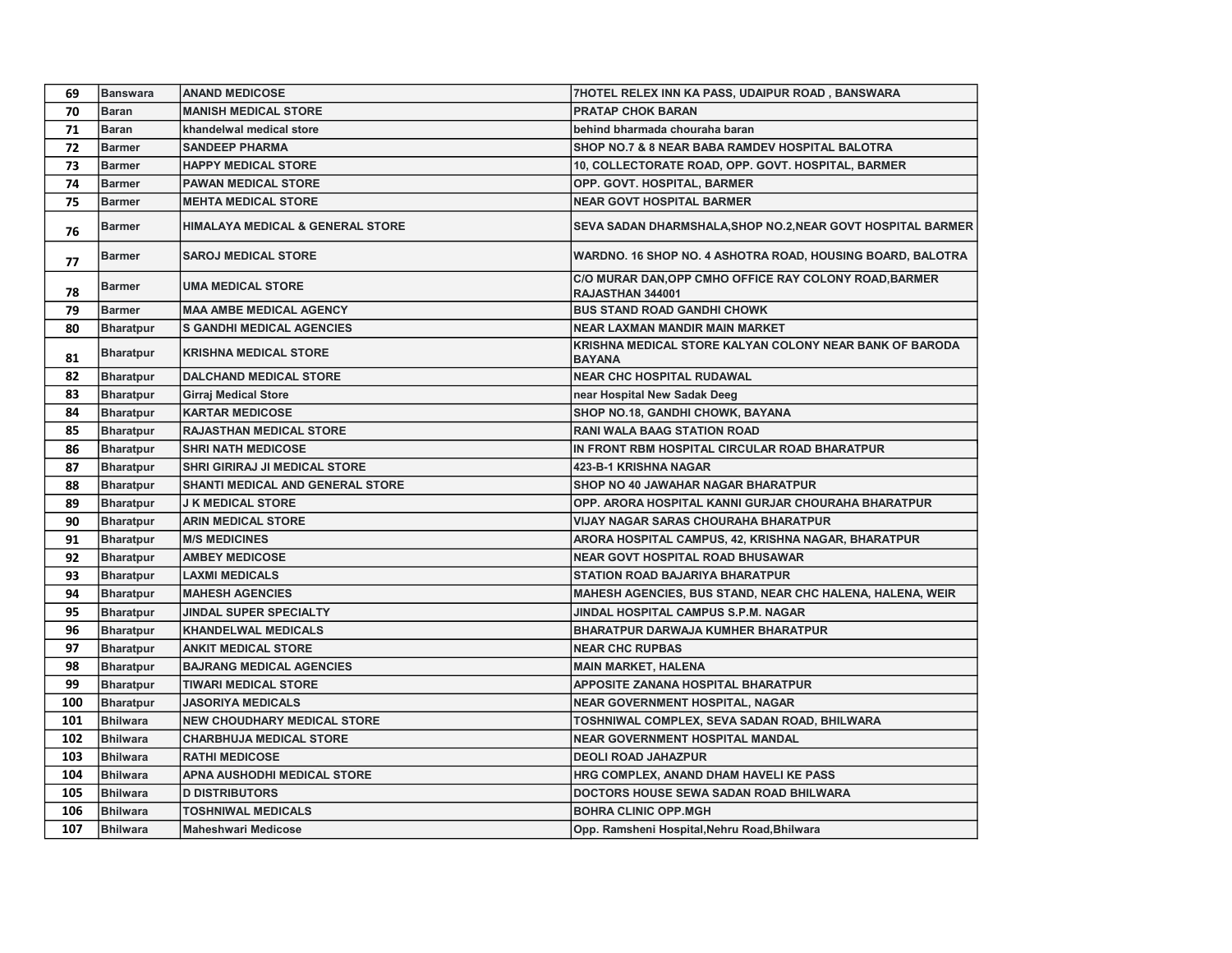| | | | |
|---|---|---|---|
| 69 | Banswara | ANAND MEDICOSE | 7HOTEL RELEX INN KA PASS, UDAIPUR ROAD , BANSWARA |
| 70 | Baran | MANISH MEDICAL STORE | PRATAP CHOK BARAN |
| 71 | Baran | khandelwal medical store | behind bharmada chouraha baran |
| 72 | Barmer | SANDEEP PHARMA | SHOP NO.7 & 8 NEAR BABA RAMDEV HOSPITAL BALOTRA |
| 73 | Barmer | HAPPY MEDICAL STORE | 10, COLLECTORATE ROAD, OPP. GOVT. HOSPITAL, BARMER |
| 74 | Barmer | PAWAN MEDICAL STORE | OPP. GOVT. HOSPITAL, BARMER |
| 75 | Barmer | MEHTA MEDICAL STORE | NEAR GOVT HOSPITAL BARMER |
| 76 | Barmer | HIMALAYA MEDICAL & GENERAL STORE | SEVA SADAN DHARMSHALA,SHOP NO.2,NEAR GOVT HOSPITAL BARMER |
| 77 | Barmer | SAROJ MEDICAL STORE | WARDNO. 16 SHOP NO. 4 ASHOTRA ROAD, HOUSING BOARD, BALOTRA |
| 78 | Barmer | UMA MEDICAL STORE | C/O MURAR DAN,OPP CMHO OFFICE RAY COLONY ROAD,BARMER RAJASTHAN 344001 |
| 79 | Barmer | MAA AMBE MEDICAL AGENCY | BUS STAND ROAD GANDHI CHOWK |
| 80 | Bharatpur | S GANDHI MEDICAL AGENCIES | NEAR LAXMAN MANDIR MAIN MARKET |
| 81 | Bharatpur | KRISHNA MEDICAL STORE | KRISHNA MEDICAL STORE KALYAN COLONY NEAR BANK OF BARODA BAYANA |
| 82 | Bharatpur | DALCHAND MEDICAL STORE | NEAR CHC HOSPITAL RUDAWAL |
| 83 | Bharatpur | Girraj Medical Store | near Hospital New Sadak Deeg |
| 84 | Bharatpur | KARTAR MEDICOSE | SHOP NO.18, GANDHI CHOWK, BAYANA |
| 85 | Bharatpur | RAJASTHAN MEDICAL STORE | RANI WALA BAAG STATION ROAD |
| 86 | Bharatpur | SHRI NATH MEDICOSE | IN FRONT RBM HOSPITAL CIRCULAR ROAD BHARATPUR |
| 87 | Bharatpur | SHRI GIRIRAJ JI MEDICAL STORE | 423-B-1 KRISHNA NAGAR |
| 88 | Bharatpur | SHANTI MEDICAL AND GENERAL STORE | SHOP NO 40 JAWAHAR NAGAR BHARATPUR |
| 89 | Bharatpur | J K MEDICAL STORE | OPP. ARORA HOSPITAL KANNI GURJAR CHOURAHA BHARATPUR |
| 90 | Bharatpur | ARIN MEDICAL STORE | VIJAY NAGAR SARAS CHOURAHA BHARATPUR |
| 91 | Bharatpur | M/S MEDICINES | ARORA HOSPITAL CAMPUS, 42, KRISHNA NAGAR, BHARATPUR |
| 92 | Bharatpur | AMBEY MEDICOSE | NEAR GOVT HOSPITAL ROAD BHUSAWAR |
| 93 | Bharatpur | LAXMI MEDICALS | STATION ROAD BAJARIYA BHARATPUR |
| 94 | Bharatpur | MAHESH AGENCIES | MAHESH AGENCIES, BUS STAND, NEAR CHC HALENA, HALENA, WEIR |
| 95 | Bharatpur | JINDAL SUPER SPECIALTY | JINDAL HOSPITAL CAMPUS S.P.M. NAGAR |
| 96 | Bharatpur | KHANDELWAL MEDICALS | BHARATPUR DARWAJA KUMHER BHARATPUR |
| 97 | Bharatpur | ANKIT MEDICAL STORE | NEAR CHC RUPBAS |
| 98 | Bharatpur | BAJRANG MEDICAL AGENCIES | MAIN MARKET, HALENA |
| 99 | Bharatpur | TIWARI MEDICAL STORE | APPOSITE ZANANA HOSPITAL BHARATPUR |
| 100 | Bharatpur | JASORIYA MEDICALS | NEAR GOVERNMENT HOSPITAL, NAGAR |
| 101 | Bhilwara | NEW CHOUDHARY MEDICAL STORE | TOSHNIWAL COMPLEX, SEVA SADAN ROAD, BHILWARA |
| 102 | Bhilwara | CHARBHUJA MEDICAL STORE | NEAR GOVERNMENT HOSPITAL MANDAL |
| 103 | Bhilwara | RATHI MEDICOSE | DEOLI ROAD JAHAZPUR |
| 104 | Bhilwara | APNA AUSHODHI MEDICAL STORE | HRG COMPLEX, ANAND DHAM HAVELI KE PASS |
| 105 | Bhilwara | D DISTRIBUTORS | DOCTORS HOUSE SEWA SADAN ROAD BHILWARA |
| 106 | Bhilwara | TOSHNIWAL MEDICALS | BOHRA CLINIC OPP.MGH |
| 107 | Bhilwara | Maheshwari Medicose | Opp. Ramsheni Hospital,Nehru Road,Bhilwara |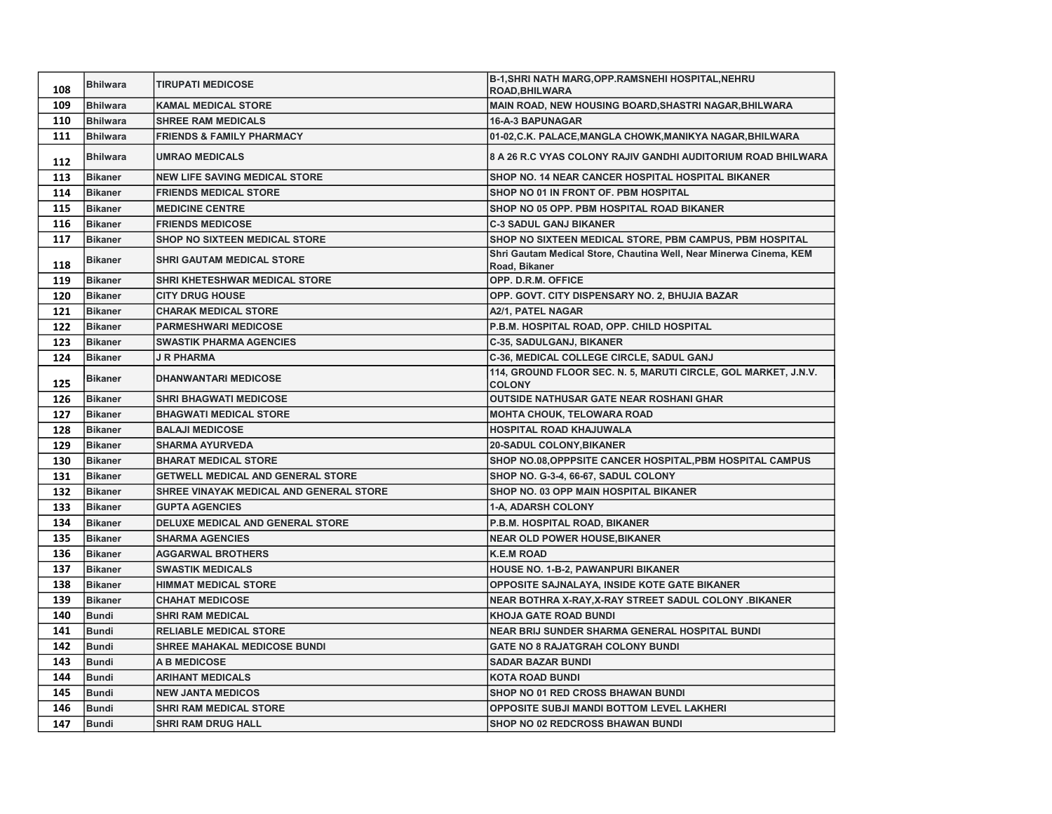| | | | |
|---|---|---|---|
| 108 | Bhilwara | TIRUPATI MEDICOSE | B-1,SHRI NATH MARG,OPP.RAMSNEHI HOSPITAL,NEHRU ROAD,BHILWARA |
| 109 | Bhilwara | KAMAL MEDICAL STORE | MAIN ROAD, NEW HOUSING BOARD,SHASTRI NAGAR,BHILWARA |
| 110 | Bhilwara | SHREE RAM MEDICALS | 16-A-3 BAPUNAGAR |
| 111 | Bhilwara | FRIENDS & FAMILY PHARMACY | 01-02,C.K. PALACE,MANGLA CHOWK,MANIKYA NAGAR,BHILWARA |
| 112 | Bhilwara | UMRAO MEDICALS | 8 A 26 R.C VYAS COLONY RAJIV GANDHI AUDITORIUM ROAD BHILWARA |
| 113 | Bikaner | NEW LIFE SAVING MEDICAL STORE | SHOP NO. 14 NEAR CANCER HOSPITAL HOSPITAL BIKANER |
| 114 | Bikaner | FRIENDS MEDICAL STORE | SHOP NO 01 IN FRONT OF. PBM HOSPITAL |
| 115 | Bikaner | MEDICINE CENTRE | SHOP NO 05 OPP. PBM HOSPITAL ROAD BIKANER |
| 116 | Bikaner | FRIENDS MEDICOSE | C-3 SADUL GANJ BIKANER |
| 117 | Bikaner | SHOP NO SIXTEEN MEDICAL STORE | SHOP NO SIXTEEN MEDICAL STORE, PBM CAMPUS, PBM HOSPITAL |
| 118 | Bikaner | SHRI GAUTAM MEDICAL STORE | Shri Gautam Medical Store, Chautina Well, Near Minerwa Cinema, KEM Road, Bikaner |
| 119 | Bikaner | SHRI KHETESHWAR MEDICAL STORE | OPP. D.R.M. OFFICE |
| 120 | Bikaner | CITY DRUG HOUSE | OPP. GOVT. CITY DISPENSARY NO. 2, BHUJIA BAZAR |
| 121 | Bikaner | CHARAK MEDICAL STORE | A2/1, PATEL NAGAR |
| 122 | Bikaner | PARMESHWARI MEDICOSE | P.B.M. HOSPITAL ROAD, OPP. CHILD HOSPITAL |
| 123 | Bikaner | SWASTIK PHARMA AGENCIES | C-35, SADULGANJ, BIKANER |
| 124 | Bikaner | J R PHARMA | C-36, MEDICAL COLLEGE CIRCLE, SADUL GANJ |
| 125 | Bikaner | DHANWANTARI MEDICOSE | 114, GROUND FLOOR SEC. N. 5, MARUTI CIRCLE, GOL MARKET, J.N.V. COLONY |
| 126 | Bikaner | SHRI BHAGWATI MEDICOSE | OUTSIDE NATHUSAR GATE NEAR ROSHANI GHAR |
| 127 | Bikaner | BHAGWATI MEDICAL STORE | MOHTA CHOUK, TELOWARA ROAD |
| 128 | Bikaner | BALAJI MEDICOSE | HOSPITAL ROAD KHAJUWALA |
| 129 | Bikaner | SHARMA AYURVEDA | 20-SADUL COLONY,BIKANER |
| 130 | Bikaner | BHARAT MEDICAL STORE | SHOP NO.08,OPPPSITE CANCER HOSPITAL,PBM HOSPITAL CAMPUS |
| 131 | Bikaner | GETWELL MEDICAL AND GENERAL STORE | SHOP NO. G-3-4, 66-67, SADUL COLONY |
| 132 | Bikaner | SHREE VINAYAK MEDICAL AND GENERAL STORE | SHOP NO. 03 OPP MAIN HOSPITAL BIKANER |
| 133 | Bikaner | GUPTA AGENCIES | 1-A, ADARSH COLONY |
| 134 | Bikaner | DELUXE MEDICAL AND GENERAL STORE | P.B.M. HOSPITAL ROAD, BIKANER |
| 135 | Bikaner | SHARMA AGENCIES | NEAR OLD POWER HOUSE,BIKANER |
| 136 | Bikaner | AGGARWAL BROTHERS | K.E.M ROAD |
| 137 | Bikaner | SWASTIK MEDICALS | HOUSE NO. 1-B-2, PAWANPURI BIKANER |
| 138 | Bikaner | HIMMAT MEDICAL STORE | OPPOSITE SAJNALAYA, INSIDE KOTE GATE BIKANER |
| 139 | Bikaner | CHAHAT MEDICOSE | NEAR BOTHRA X-RAY,X-RAY STREET SADUL COLONY .BIKANER |
| 140 | Bundi | SHRI RAM MEDICAL | KHOJA GATE ROAD BUNDI |
| 141 | Bundi | RELIABLE MEDICAL STORE | NEAR BRIJ SUNDER SHARMA GENERAL HOSPITAL BUNDI |
| 142 | Bundi | SHREE MAHAKAL MEDICOSE BUNDI | GATE NO 8 RAJATGRAH COLONY BUNDI |
| 143 | Bundi | A B MEDICOSE | SADAR BAZAR BUNDI |
| 144 | Bundi | ARIHANT MEDICALS | KOTA ROAD BUNDI |
| 145 | Bundi | NEW JANTA MEDICOS | SHOP NO 01 RED CROSS BHAWAN BUNDI |
| 146 | Bundi | SHRI RAM MEDICAL STORE | OPPOSITE SUBJI MANDI BOTTOM LEVEL LAKHERI |
| 147 | Bundi | SHRI RAM DRUG HALL | SHOP NO 02 REDCROSS BHAWAN BUNDI |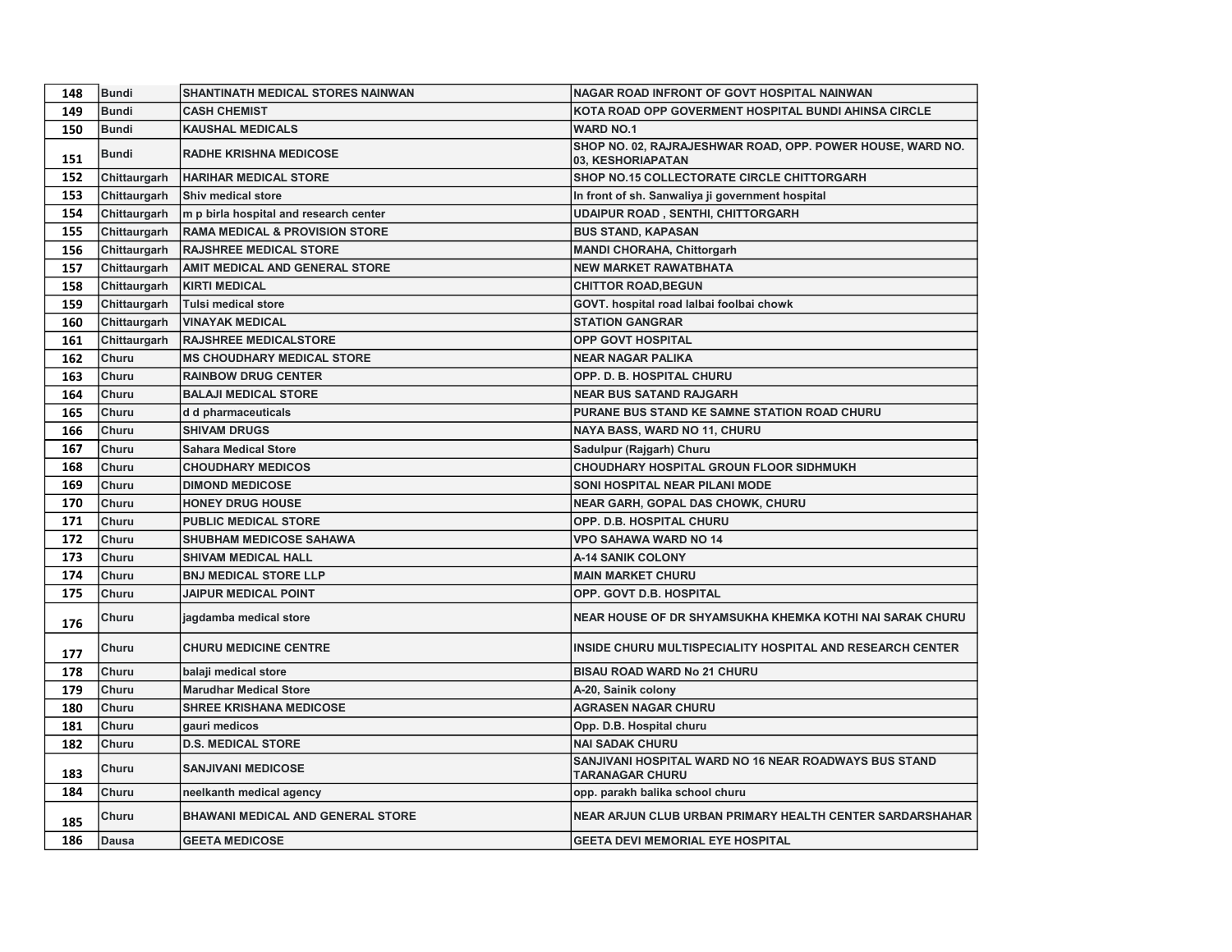| | | | |
|---|---|---|---|
| 148 | Bundi | SHANTINATH MEDICAL STORES NAINWAN | NAGAR ROAD INFRONT OF GOVT HOSPITAL NAINWAN |
| 149 | Bundi | CASH CHEMIST | KOTA ROAD OPP GOVERMENT HOSPITAL BUNDI AHINSA CIRCLE |
| 150 | Bundi | KAUSHAL MEDICALS | WARD NO.1 |
| 151 | Bundi | RADHE KRISHNA MEDICOSE | SHOP NO. 02, RAJRAJESHWAR ROAD, OPP. POWER HOUSE, WARD NO. 03, KESHORIAPATAN |
| 152 | Chittaurgarh | HARIHAR MEDICAL STORE | SHOP NO.15 COLLECTORATE CIRCLE CHITTORGARH |
| 153 | Chittaurgarh | Shiv medical store | In front of sh. Sanwaliya ji government hospital |
| 154 | Chittaurgarh | m p birla hospital and research center | UDAIPUR ROAD , SENTHI, CHITTORGARH |
| 155 | Chittaurgarh | RAMA MEDICAL & PROVISION STORE | BUS STAND, KAPASAN |
| 156 | Chittaurgarh | RAJSHREE MEDICAL STORE | MANDI CHORAHA, Chittorgarh |
| 157 | Chittaurgarh | AMIT MEDICAL AND GENERAL STORE | NEW MARKET RAWATBHATA |
| 158 | Chittaurgarh | KIRTI MEDICAL | CHITTOR ROAD,BEGUN |
| 159 | Chittaurgarh | Tulsi medical store | GOVT. hospital road lalbai foolbai chowk |
| 160 | Chittaurgarh | VINAYAK MEDICAL | STATION GANGRAR |
| 161 | Chittaurgarh | RAJSHREE MEDICALSTORE | OPP GOVT HOSPITAL |
| 162 | Churu | MS CHOUDHARY MEDICAL STORE | NEAR NAGAR PALIKA |
| 163 | Churu | RAINBOW DRUG CENTER | OPP. D. B. HOSPITAL CHURU |
| 164 | Churu | BALAJI MEDICAL STORE | NEAR BUS SATAND RAJGARH |
| 165 | Churu | d d pharmaceuticals | PURANE BUS STAND KE SAMNE STATION ROAD CHURU |
| 166 | Churu | SHIVAM DRUGS | NAYA BASS, WARD NO 11, CHURU |
| 167 | Churu | Sahara Medical Store | Sadulpur (Rajgarh) Churu |
| 168 | Churu | CHOUDHARY MEDICOS | CHOUDHARY HOSPITAL GROUN FLOOR SIDHMUKH |
| 169 | Churu | DIMOND MEDICOSE | SONI HOSPITAL NEAR PILANI MODE |
| 170 | Churu | HONEY DRUG HOUSE | NEAR GARH, GOPAL DAS CHOWK, CHURU |
| 171 | Churu | PUBLIC MEDICAL STORE | OPP. D.B. HOSPITAL CHURU |
| 172 | Churu | SHUBHAM MEDICOSE SAHAWA | VPO SAHAWA WARD NO 14 |
| 173 | Churu | SHIVAM MEDICAL HALL | A-14 SANIK COLONY |
| 174 | Churu | BNJ MEDICAL STORE LLP | MAIN MARKET CHURU |
| 175 | Churu | JAIPUR MEDICAL POINT | OPP. GOVT D.B. HOSPITAL |
| 176 | Churu | jagdamba medical store | NEAR HOUSE OF DR SHYAMSUKHA KHEMKA KOTHI NAI SARAK CHURU |
| 177 | Churu | CHURU MEDICINE CENTRE | INSIDE CHURU MULTISPECIALITY HOSPITAL AND RESEARCH CENTER |
| 178 | Churu | balaji medical store | BISAU ROAD WARD No 21 CHURU |
| 179 | Churu | Marudhar Medical Store | A-20, Sainik colony |
| 180 | Churu | SHREE KRISHANA MEDICOSE | AGRASEN NAGAR CHURU |
| 181 | Churu | gauri medicos | Opp. D.B. Hospital churu |
| 182 | Churu | D.S. MEDICAL STORE | NAI SADAK CHURU |
| 183 | Churu | SANJIVANI MEDICOSE | SANJIVANI HOSPITAL WARD NO 16 NEAR ROADWAYS BUS STAND TARANAGAR CHURU |
| 184 | Churu | neelkanth medical agency | opp. parakh balika school churu |
| 185 | Churu | BHAWANI MEDICAL AND GENERAL STORE | NEAR ARJUN CLUB URBAN PRIMARY HEALTH CENTER SARDARSHAHAR |
| 186 | Dausa | GEETA MEDICOSE | GEETA DEVI MEMORIAL EYE HOSPITAL |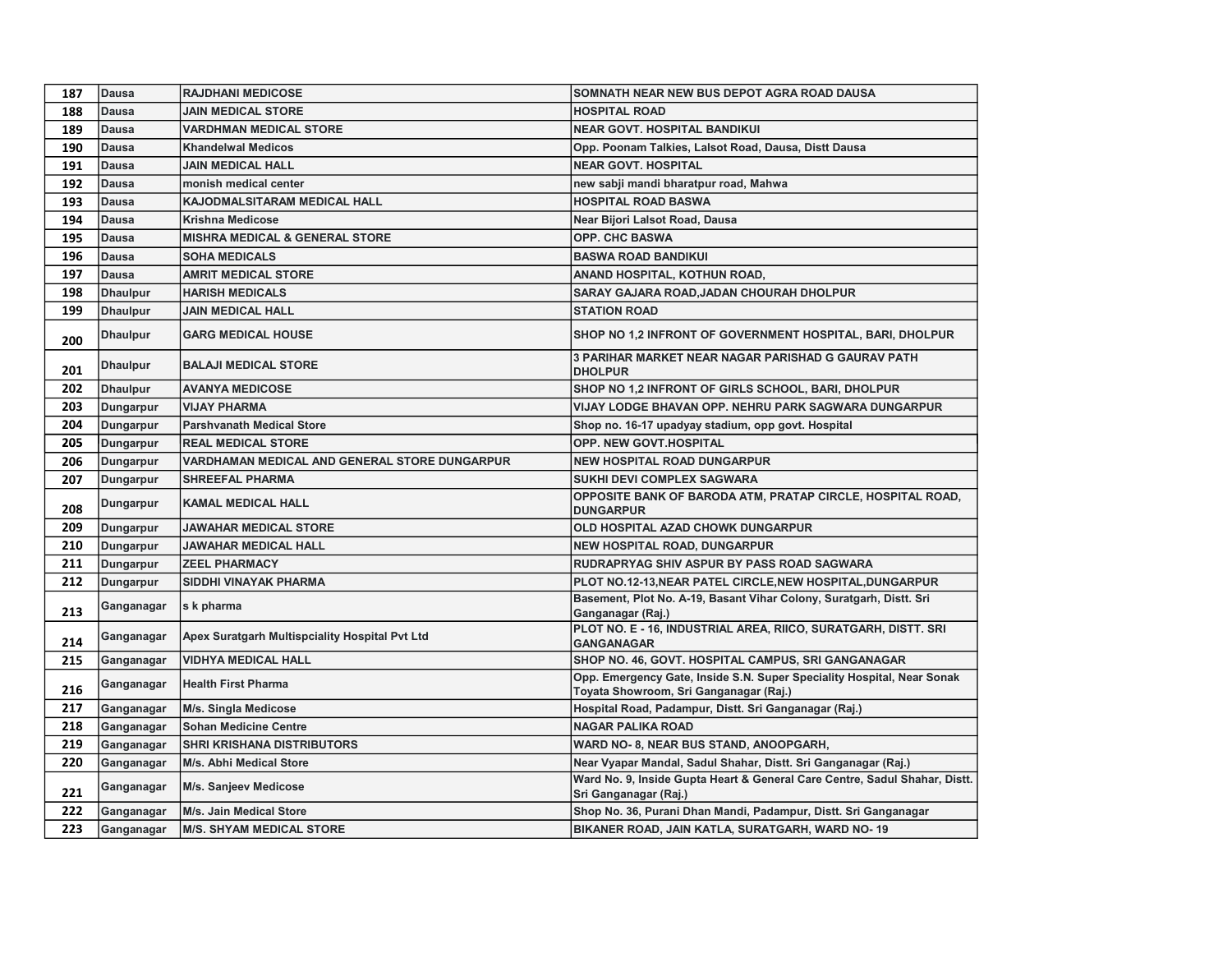| | | | |
|---|---|---|---|
| 187 | Dausa | RAJDHANI MEDICOSE | SOMNATH NEAR NEW BUS DEPOT AGRA ROAD DAUSA |
| 188 | Dausa | JAIN MEDICAL STORE | HOSPITAL ROAD |
| 189 | Dausa | VARDHMAN MEDICAL STORE | NEAR GOVT. HOSPITAL BANDIKUI |
| 190 | Dausa | Khandelwal Medicos | Opp. Poonam Talkies, Lalsot Road, Dausa, Distt Dausa |
| 191 | Dausa | JAIN MEDICAL HALL | NEAR GOVT. HOSPITAL |
| 192 | Dausa | monish medical center | new sabji mandi bharatpur road, Mahwa |
| 193 | Dausa | KAJODMALSITARAM MEDICAL HALL | HOSPITAL ROAD BASWA |
| 194 | Dausa | Krishna Medicose | Near Bijori Lalsot Road, Dausa |
| 195 | Dausa | MISHRA MEDICAL & GENERAL STORE | OPP. CHC BASWA |
| 196 | Dausa | SOHA MEDICALS | BASWA ROAD BANDIKUI |
| 197 | Dausa | AMRIT MEDICAL STORE | ANAND HOSPITAL, KOTHUN ROAD, |
| 198 | Dhaulpur | HARISH MEDICALS | SARAY GAJARA ROAD,JADAN CHOURAH DHOLPUR |
| 199 | Dhaulpur | JAIN MEDICAL HALL | STATION ROAD |
| 200 | Dhaulpur | GARG MEDICAL HOUSE | SHOP NO 1,2 INFRONT OF GOVERNMENT HOSPITAL, BARI, DHOLPUR |
| 201 | Dhaulpur | BALAJI MEDICAL STORE | 3 PARIHAR MARKET NEAR NAGAR PARISHAD G GAURAV PATH DHOLPUR |
| 202 | Dhaulpur | AVANYA MEDICOSE | SHOP NO 1,2 INFRONT OF GIRLS SCHOOL, BARI, DHOLPUR |
| 203 | Dungarpur | VIJAY PHARMA | VIJAY LODGE BHAVAN OPP. NEHRU PARK SAGWARA DUNGARPUR |
| 204 | Dungarpur | Parshvanath Medical Store | Shop no. 16-17 upadyay stadium, opp govt. Hospital |
| 205 | Dungarpur | REAL MEDICAL STORE | OPP. NEW GOVT.HOSPITAL |
| 206 | Dungarpur | VARDHAMAN MEDICAL AND GENERAL STORE DUNGARPUR | NEW HOSPITAL ROAD DUNGARPUR |
| 207 | Dungarpur | SHREEFAL PHARMA | SUKHI DEVI COMPLEX SAGWARA |
| 208 | Dungarpur | KAMAL MEDICAL HALL | OPPOSITE BANK OF BARODA ATM, PRATAP CIRCLE, HOSPITAL ROAD, DUNGARPUR |
| 209 | Dungarpur | JAWAHAR MEDICAL STORE | OLD HOSPITAL AZAD CHOWK DUNGARPUR |
| 210 | Dungarpur | JAWAHAR MEDICAL HALL | NEW HOSPITAL ROAD, DUNGARPUR |
| 211 | Dungarpur | ZEEL PHARMACY | RUDRAPRYAG SHIV ASPUR BY PASS ROAD SAGWARA |
| 212 | Dungarpur | SIDDHI VINAYAK PHARMA | PLOT NO.12-13,NEAR PATEL CIRCLE,NEW HOSPITAL,DUNGARPUR |
| 213 | Ganganagar | s k pharma | Basement, Plot No. A-19, Basant Vihar Colony, Suratgarh, Distt. Sri Ganganagar (Raj.) |
| 214 | Ganganagar | Apex Suratgarh Multispciality Hospital Pvt Ltd | PLOT NO. E - 16, INDUSTRIAL AREA, RIICO, SURATGARH, DISTT. SRI GANGANAGAR |
| 215 | Ganganagar | VIDHYA MEDICAL HALL | SHOP NO. 46, GOVT. HOSPITAL CAMPUS, SRI GANGANAGAR |
| 216 | Ganganagar | Health First Pharma | Opp. Emergency Gate, Inside S.N. Super Speciality Hospital, Near Sonak Toyata Showroom, Sri Ganganagar (Raj.) |
| 217 | Ganganagar | M/s. Singla Medicose | Hospital Road, Padampur, Distt. Sri Ganganagar (Raj.) |
| 218 | Ganganagar | Sohan Medicine Centre | NAGAR PALIKA ROAD |
| 219 | Ganganagar | SHRI KRISHANA DISTRIBUTORS | WARD NO- 8, NEAR BUS STAND, ANOOPGARH, |
| 220 | Ganganagar | M/s. Abhi Medical Store | Near Vyapar Mandal, Sadul Shahar, Distt. Sri Ganganagar (Raj.) |
| 221 | Ganganagar | M/s. Sanjeev Medicose | Ward No. 9, Inside Gupta Heart & General Care Centre, Sadul Shahar, Distt. Sri Ganganagar (Raj.) |
| 222 | Ganganagar | M/s. Jain Medical Store | Shop No. 36, Purani Dhan Mandi, Padampur, Distt. Sri Ganganagar |
| 223 | Ganganagar | M/S. SHYAM MEDICAL STORE | BIKANER ROAD, JAIN KATLA, SURATGARH, WARD NO- 19 |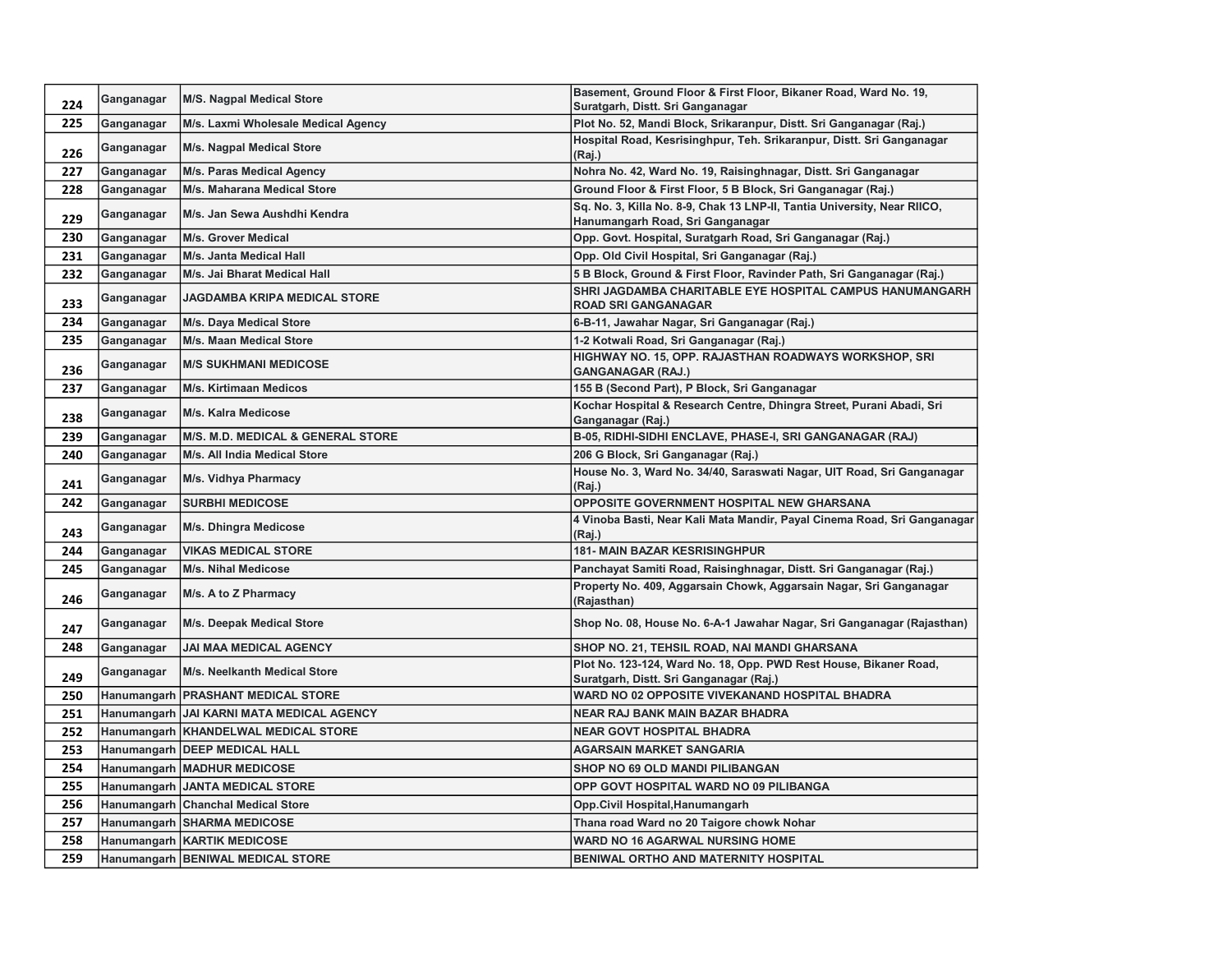| | | | |
|---|---|---|---|
| 224 | Ganganagar | M/S. Nagpal Medical Store | Basement, Ground Floor & First Floor, Bikaner Road, Ward No. 19, Suratgarh, Distt. Sri Ganganagar |
| 225 | Ganganagar | M/s. Laxmi Wholesale Medical Agency | Plot No. 52, Mandi Block, Srikaranpur, Distt. Sri Ganganagar (Raj.) |
| 226 | Ganganagar | M/s. Nagpal Medical Store | Hospital Road, Kesrisinghpur, Teh. Srikaranpur, Distt. Sri Ganganagar (Raj.) |
| 227 | Ganganagar | M/s. Paras Medical Agency | Nohra No. 42, Ward No. 19, Raisinghnagar, Distt. Sri Ganganagar |
| 228 | Ganganagar | M/s. Maharana Medical Store | Ground Floor & First Floor, 5 B Block, Sri Ganganagar (Raj.) |
| 229 | Ganganagar | M/s. Jan Sewa Aushdhi Kendra | Sq. No. 3, Killa No. 8-9, Chak 13 LNP-II, Tantia University, Near RIICO, Hanumangarh Road, Sri Ganganagar |
| 230 | Ganganagar | M/s. Grover Medical | Opp. Govt. Hospital, Suratgarh Road, Sri Ganganagar (Raj.) |
| 231 | Ganganagar | M/s. Janta Medical Hall | Opp. Old Civil Hospital, Sri Ganganagar (Raj.) |
| 232 | Ganganagar | M/s. Jai Bharat Medical Hall | 5 B Block, Ground & First Floor, Ravinder Path, Sri Ganganagar (Raj.) |
| 233 | Ganganagar | JAGDAMBA KRIPA MEDICAL STORE | SHRI JAGDAMBA CHARITABLE EYE HOSPITAL CAMPUS HANUMANGARH ROAD SRI GANGANAGAR |
| 234 | Ganganagar | M/s. Daya Medical Store | 6-B-11, Jawahar Nagar, Sri Ganganagar (Raj.) |
| 235 | Ganganagar | M/s. Maan Medical Store | 1-2 Kotwali Road, Sri Ganganagar (Raj.) |
| 236 | Ganganagar | M/S SUKHMANI MEDICOSE | HIGHWAY NO. 15, OPP. RAJASTHAN ROADWAYS WORKSHOP, SRI GANGANAGAR (RAJ.) |
| 237 | Ganganagar | M/s. Kirtimaan Medicos | 155 B (Second Part), P Block, Sri Ganganagar |
| 238 | Ganganagar | M/s. Kalra Medicose | Kochar Hospital & Research Centre, Dhingra Street, Purani Abadi, Sri Ganganagar (Raj.) |
| 239 | Ganganagar | M/S. M.D. MEDICAL & GENERAL STORE | B-05, RIDHI-SIDHI ENCLAVE, PHASE-I, SRI GANGANAGAR (RAJ) |
| 240 | Ganganagar | M/s. All India Medical Store | 206 G Block, Sri Ganganagar (Raj.) |
| 241 | Ganganagar | M/s. Vidhya Pharmacy | House No. 3, Ward No. 34/40, Saraswati Nagar, UIT Road, Sri Ganganagar (Raj.) |
| 242 | Ganganagar | SURBHI MEDICOSE | OPPOSITE GOVERNMENT HOSPITAL NEW GHARSANA |
| 243 | Ganganagar | M/s. Dhingra Medicose | 4 Vinoba Basti, Near Kali Mata Mandir, Payal Cinema Road, Sri Ganganagar (Raj.) |
| 244 | Ganganagar | VIKAS MEDICAL STORE | 181- MAIN BAZAR KESRISINGHPUR |
| 245 | Ganganagar | M/s. Nihal Medicose | Panchayat Samiti Road, Raisinghnagar, Distt. Sri Ganganagar (Raj.) |
| 246 | Ganganagar | M/s. A to Z Pharmacy | Property No. 409, Aggarsain Chowk, Aggarsain Nagar, Sri Ganganagar (Rajasthan) |
| 247 | Ganganagar | M/s. Deepak Medical Store | Shop No. 08, House No. 6-A-1 Jawahar Nagar, Sri Ganganagar (Rajasthan) |
| 248 | Ganganagar | JAI MAA MEDICAL AGENCY | SHOP NO. 21, TEHSIL ROAD, NAI MANDI GHARSANA |
| 249 | Ganganagar | M/s. Neelkanth Medical Store | Plot No. 123-124, Ward No. 18, Opp. PWD Rest House, Bikaner Road, Suratgarh, Distt. Sri Ganganagar (Raj.) |
| 250 | Hanumangarh | PRASHANT MEDICAL STORE | WARD NO 02 OPPOSITE VIVEKANAND HOSPITAL BHADRA |
| 251 | Hanumangarh | JAI KARNI MATA MEDICAL AGENCY | NEAR RAJ BANK MAIN BAZAR BHADRA |
| 252 | Hanumangarh | KHANDELWAL MEDICAL STORE | NEAR GOVT HOSPITAL BHADRA |
| 253 | Hanumangarh | DEEP MEDICAL HALL | AGARSAIN MARKET SANGARIA |
| 254 | Hanumangarh | MADHUR MEDICOSE | SHOP NO 69 OLD MANDI PILIBANGAN |
| 255 | Hanumangarh | JANTA MEDICAL STORE | OPP GOVT HOSPITAL WARD NO 09 PILIBANGA |
| 256 | Hanumangarh | Chanchal Medical Store | Opp.Civil Hospital,Hanumangarh |
| 257 | Hanumangarh | SHARMA MEDICOSE | Thana road Ward no 20 Taigore chowk Nohar |
| 258 | Hanumangarh | KARTIK MEDICOSE | WARD NO 16 AGARWAL NURSING HOME |
| 259 | Hanumangarh | BENIWAL MEDICAL STORE | BENIWAL ORTHO AND MATERNITY HOSPITAL |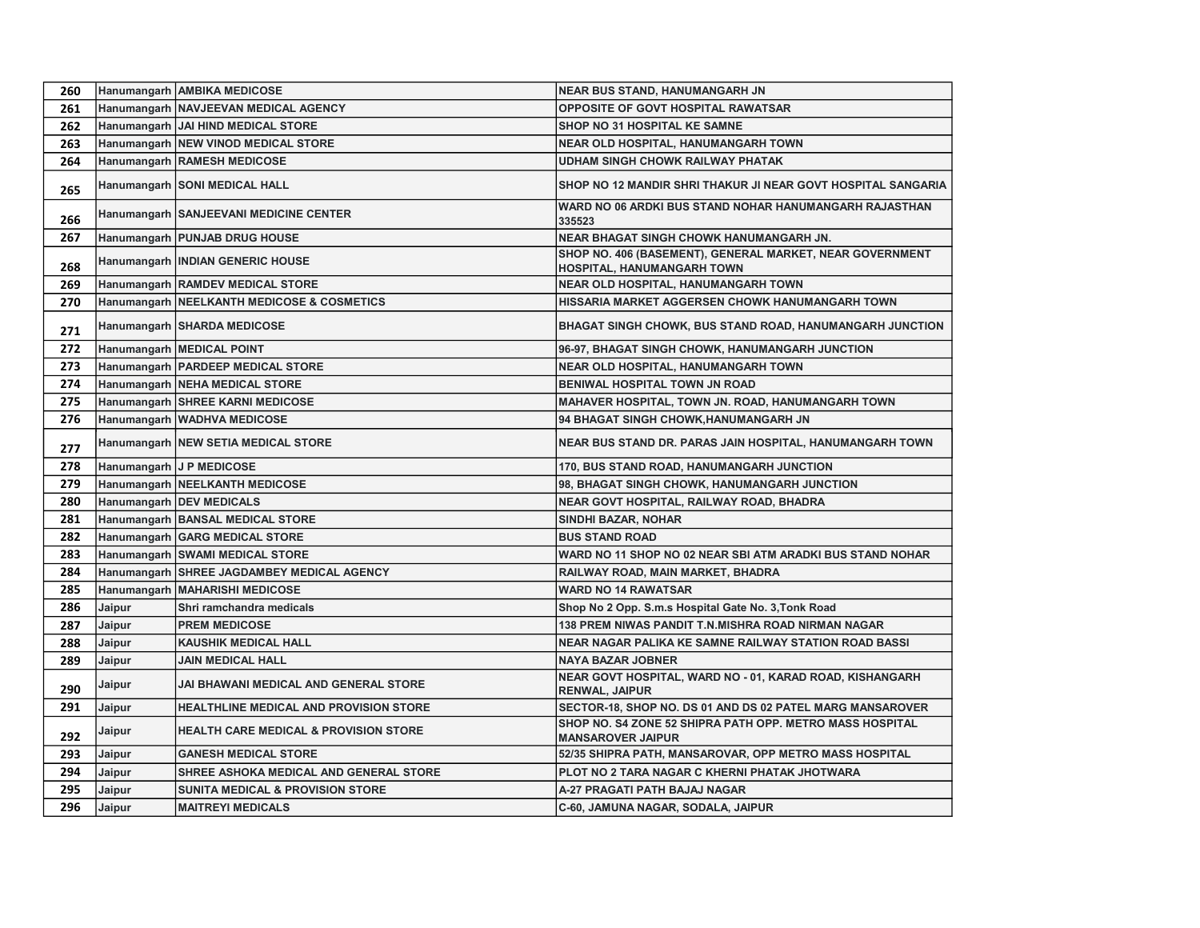| | | | |
|---|---|---|---|
| 260 | Hanumangarh | AMBIKA MEDICOSE | NEAR BUS STAND, HANUMANGARH JN |
| 261 | Hanumangarh | NAVJEEVAN MEDICAL AGENCY | OPPOSITE OF GOVT HOSPITAL RAWATSAR |
| 262 | Hanumangarh | JAI HIND MEDICAL STORE | SHOP NO 31 HOSPITAL KE SAMNE |
| 263 | Hanumangarh | NEW VINOD MEDICAL STORE | NEAR OLD HOSPITAL, HANUMANGARH TOWN |
| 264 | Hanumangarh | RAMESH MEDICOSE | UDHAM SINGH CHOWK RAILWAY PHATAK |
| 265 | Hanumangarh | SONI MEDICAL HALL | SHOP NO 12 MANDIR SHRI THAKUR JI NEAR GOVT HOSPITAL SANGARIA |
| 266 | Hanumangarh | SANJEEVANI MEDICINE CENTER | WARD NO 06 ARDKI BUS STAND NOHAR HANUMANGARH RAJASTHAN 335523 |
| 267 | Hanumangarh | PUNJAB DRUG HOUSE | NEAR BHAGAT SINGH CHOWK HANUMANGARH JN. |
| 268 | Hanumangarh | INDIAN GENERIC HOUSE | SHOP NO. 406 (BASEMENT), GENERAL MARKET, NEAR GOVERNMENT HOSPITAL, HANUMANGARH TOWN |
| 269 | Hanumangarh | RAMDEV MEDICAL STORE | NEAR OLD HOSPITAL, HANUMANGARH TOWN |
| 270 | Hanumangarh | NEELKANTH MEDICOSE & COSMETICS | HISSARIA MARKET AGGERSEN CHOWK HANUMANGARH TOWN |
| 271 | Hanumangarh | SHARDA MEDICOSE | BHAGAT SINGH CHOWK, BUS STAND ROAD, HANUMANGARH JUNCTION |
| 272 | Hanumangarh | MEDICAL POINT | 96-97, BHAGAT SINGH CHOWK, HANUMANGARH JUNCTION |
| 273 | Hanumangarh | PARDEEP MEDICAL STORE | NEAR OLD HOSPITAL, HANUMANGARH TOWN |
| 274 | Hanumangarh | NEHA MEDICAL STORE | BENIWAL HOSPITAL TOWN JN ROAD |
| 275 | Hanumangarh | SHREE KARNI MEDICOSE | MAHAVER HOSPITAL, TOWN JN. ROAD, HANUMANGARH TOWN |
| 276 | Hanumangarh | WADHVA MEDICOSE | 94 BHAGAT SINGH CHOWK,HANUMANGARH JN |
| 277 | Hanumangarh | NEW SETIA MEDICAL STORE | NEAR BUS STAND DR. PARAS JAIN HOSPITAL, HANUMANGARH TOWN |
| 278 | Hanumangarh | J P MEDICOSE | 170, BUS STAND ROAD, HANUMANGARH JUNCTION |
| 279 | Hanumangarh | NEELKANTH MEDICOSE | 98, BHAGAT SINGH CHOWK, HANUMANGARH JUNCTION |
| 280 | Hanumangarh | DEV MEDICALS | NEAR GOVT HOSPITAL, RAILWAY ROAD, BHADRA |
| 281 | Hanumangarh | BANSAL MEDICAL STORE | SINDHI BAZAR, NOHAR |
| 282 | Hanumangarh | GARG MEDICAL STORE | BUS STAND ROAD |
| 283 | Hanumangarh | SWAMI MEDICAL STORE | WARD NO 11 SHOP NO 02 NEAR SBI ATM ARADKI BUS STAND NOHAR |
| 284 | Hanumangarh | SHREE JAGDAMBEY MEDICAL AGENCY | RAILWAY ROAD, MAIN MARKET, BHADRA |
| 285 | Hanumangarh | MAHARISHI MEDICOSE | WARD NO 14 RAWATSAR |
| 286 | Jaipur | Shri ramchandra medicals | Shop No 2 Opp. S.m.s Hospital Gate No. 3,Tonk Road |
| 287 | Jaipur | PREM MEDICOSE | 138 PREM NIWAS PANDIT T.N.MISHRA ROAD NIRMAN NAGAR |
| 288 | Jaipur | KAUSHIK MEDICAL HALL | NEAR NAGAR PALIKA KE SAMNE RAILWAY STATION ROAD BASSI |
| 289 | Jaipur | JAIN MEDICAL HALL | NAYA BAZAR JOBNER |
| 290 | Jaipur | JAI BHAWANI MEDICAL AND GENERAL STORE | NEAR GOVT HOSPITAL, WARD NO - 01, KARAD ROAD, KISHANGARH RENWAL, JAIPUR |
| 291 | Jaipur | HEALTHLINE MEDICAL AND PROVISION STORE | SECTOR-18, SHOP NO. DS 01 AND DS 02 PATEL MARG MANSAROVER |
| 292 | Jaipur | HEALTH CARE MEDICAL & PROVISION STORE | SHOP NO. S4 ZONE 52 SHIPRA PATH OPP. METRO MASS HOSPITAL MANSAROVER JAIPUR |
| 293 | Jaipur | GANESH MEDICAL STORE | 52/35 SHIPRA PATH, MANSAROVAR, OPP METRO MASS HOSPITAL |
| 294 | Jaipur | SHREE ASHOKA MEDICAL AND GENERAL STORE | PLOT NO 2 TARA NAGAR C KHERNI PHATAK JHOTWARA |
| 295 | Jaipur | SUNITA MEDICAL & PROVISION STORE | A-27 PRAGATI PATH BAJAJ NAGAR |
| 296 | Jaipur | MAITREYI MEDICALS | C-60, JAMUNA NAGAR, SODALA, JAIPUR |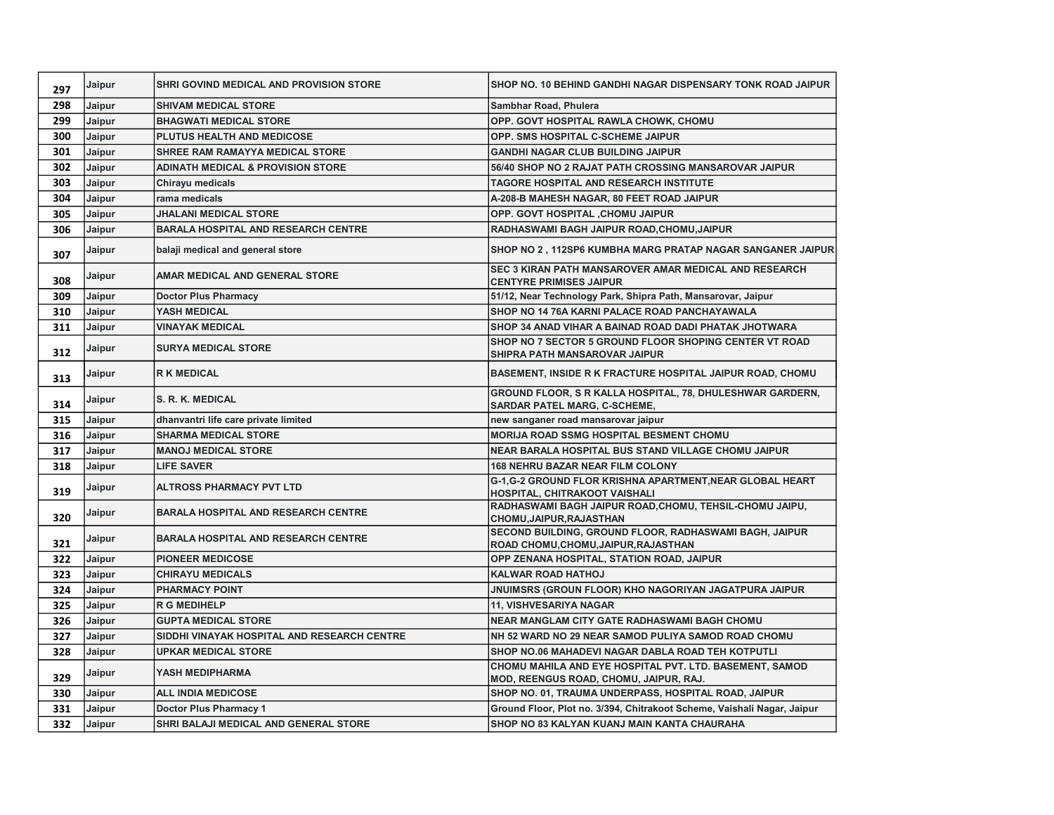| | | | |
|---|---|---|---|
| 297 | Jaipur | SHRI GOVIND MEDICAL AND PROVISION STORE | SHOP NO. 10 BEHIND GANDHI NAGAR DISPENSARY TONK ROAD JAIPUR |
| 298 | Jaipur | SHIVAM MEDICAL STORE | Sambhar Road, Phulera |
| 299 | Jaipur | BHAGWATI MEDICAL STORE | OPP. GOVT HOSPITAL RAWLA CHOWK, CHOMU |
| 300 | Jaipur | PLUTUS HEALTH AND MEDICOSE | OPP. SMS HOSPITAL C-SCHEME JAIPUR |
| 301 | Jaipur | SHREE RAM RAMAYYA MEDICAL STORE | GANDHI NAGAR CLUB BUILDING JAIPUR |
| 302 | Jaipur | ADINATH MEDICAL & PROVISION STORE | 56/40 SHOP NO 2 RAJAT PATH CROSSING MANSAROVAR JAIPUR |
| 303 | Jaipur | Chirayu medicals | TAGORE HOSPITAL AND RESEARCH INSTITUTE |
| 304 | Jaipur | rama medicals | A-208-B MAHESH NAGAR, 80 FEET ROAD JAIPUR |
| 305 | Jaipur | JHALANI MEDICAL STORE | OPP. GOVT HOSPITAL ,CHOMU JAIPUR |
| 306 | Jaipur | BARALA HOSPITAL AND RESEARCH CENTRE | RADHASWAMI BAGH JAIPUR ROAD,CHOMU,JAIPUR |
| 307 | Jaipur | balaji medical and general store | SHOP NO 2 , 112SP6 KUMBHA MARG PRATAP NAGAR SANGANER JAIPUR |
| 308 | Jaipur | AMAR MEDICAL AND GENERAL STORE | SEC 3 KIRAN PATH MANSAROVER AMAR MEDICAL AND RESEARCH CENTYRE PRIMISES JAIPUR |
| 309 | Jaipur | Doctor Plus Pharmacy | 51/12, Near Technology Park, Shipra Path, Mansarovar, Jaipur |
| 310 | Jaipur | YASH MEDICAL | SHOP NO 14 76A KARNI PALACE ROAD PANCHAYAWALA |
| 311 | Jaipur | VINAYAK MEDICAL | SHOP 34 ANAD VIHAR A BAINAD ROAD DADI PHATAK JHOTWARA |
| 312 | Jaipur | SURYA MEDICAL STORE | SHOP NO 7 SECTOR 5 GROUND FLOOR SHOPING CENTER VT ROAD SHIPRA PATH MANSAROVAR JAIPUR |
| 313 | Jaipur | R K MEDICAL | BASEMENT, INSIDE R K FRACTURE HOSPITAL JAIPUR ROAD, CHOMU |
| 314 | Jaipur | S. R. K. MEDICAL | GROUND FLOOR, S R KALLA HOSPITAL, 78, DHULESHWAR GARDERN, SARDAR PATEL MARG, C-SCHEME, |
| 315 | Jaipur | dhanvantri life care private limited | new sanganer road mansarovar jaipur |
| 316 | Jaipur | SHARMA MEDICAL STORE | MORIJA ROAD SSMG HOSPITAL BESMENT CHOMU |
| 317 | Jaipur | MANOJ MEDICAL STORE | NEAR BARALA HOSPITAL BUS STAND VILLAGE CHOMU JAIPUR |
| 318 | Jaipur | LIFE SAVER | 168 NEHRU BAZAR NEAR FILM COLONY |
| 319 | Jaipur | ALTROSS PHARMACY PVT LTD | G-1,G-2 GROUND FLOR KRISHNA APARTMENT,NEAR GLOBAL HEART HOSPITAL, CHITRAKOOT VAISHALI |
| 320 | Jaipur | BARALA HOSPITAL AND RESEARCH CENTRE | RADHASWAMI BAGH JAIPUR ROAD,CHOMU, TEHSIL-CHOMU JAIPU, CHOMU,JAIPUR,RAJASTHAN |
| 321 | Jaipur | BARALA HOSPITAL AND RESEARCH CENTRE | SECOND BUILDING, GROUND FLOOR, RADHASWAMI BAGH, JAIPUR ROAD CHOMU,CHOMU,JAIPUR,RAJASTHAN |
| 322 | Jaipur | PIONEER MEDICOSE | OPP ZENANA HOSPITAL, STATION ROAD, JAIPUR |
| 323 | Jaipur | CHIRAYU MEDICALS | KALWAR ROAD HATHOJ |
| 324 | Jaipur | PHARMACY POINT | JNUIMSRS (GROUN FLOOR) KHO NAGORIYAN JAGATPURA JAIPUR |
| 325 | Jaipur | R G MEDIHELP | 11, VISHVESARIYA NAGAR |
| 326 | Jaipur | GUPTA MEDICAL STORE | NEAR MANGLAM CITY GATE RADHASWAMI BAGH CHOMU |
| 327 | Jaipur | SIDDHI VINAYAK HOSPITAL AND RESEARCH CENTRE | NH 52 WARD NO 29 NEAR SAMOD PULIYA SAMOD ROAD CHOMU |
| 328 | Jaipur | UPKAR MEDICAL STORE | SHOP NO.06 MAHADEVI NAGAR DABLA ROAD TEH KOTPUTLI |
| 329 | Jaipur | YASH MEDIPHARMA | CHOMU MAHILA AND EYE HOSPITAL PVT. LTD. BASEMENT, SAMOD MOD, REENGUS ROAD, CHOMU, JAIPUR, RAJ. |
| 330 | Jaipur | ALL INDIA MEDICOSE | SHOP NO. 01, TRAUMA UNDERPASS, HOSPITAL ROAD, JAIPUR |
| 331 | Jaipur | Doctor Plus Pharmacy 1 | Ground Floor, Plot no. 3/394, Chitrakoot Scheme, Vaishali Nagar, Jaipur |
| 332 | Jaipur | SHRI BALAJI MEDICAL AND GENERAL STORE | SHOP NO 83 KALYAN KUANJ MAIN KANTA CHAURAHA |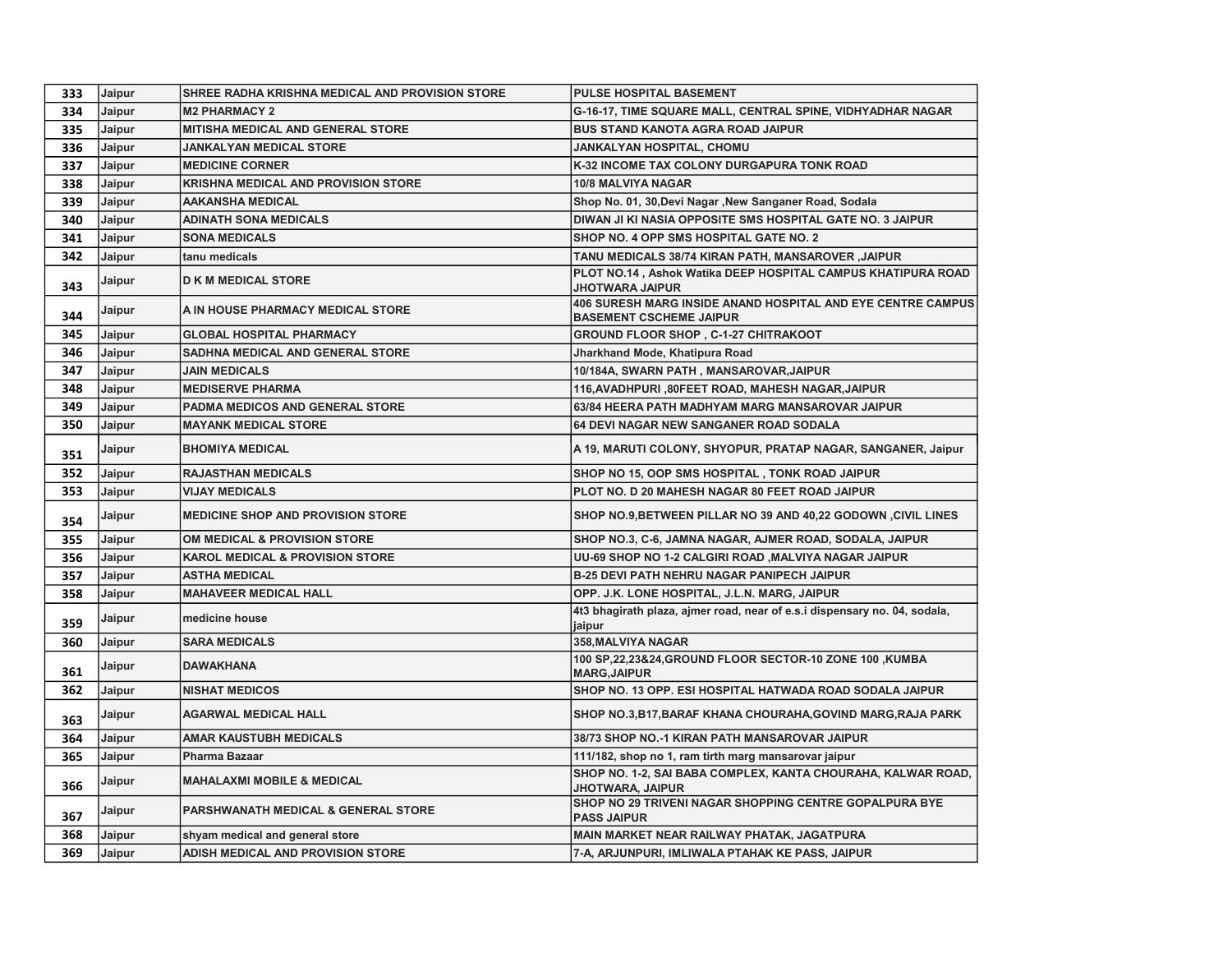| | | | |
|---|---|---|---|
| 333 | Jaipur | SHREE RADHA KRISHNA MEDICAL AND PROVISION STORE | PULSE HOSPITAL BASEMENT |
| 334 | Jaipur | M2 PHARMACY 2 | G-16-17, TIME SQUARE MALL, CENTRAL SPINE, VIDHYADHAR NAGAR |
| 335 | Jaipur | MITISHA MEDICAL AND GENERAL STORE | BUS STAND KANOTA AGRA ROAD JAIPUR |
| 336 | Jaipur | JANKALYAN MEDICAL STORE | JANKALYAN HOSPITAL, CHOMU |
| 337 | Jaipur | MEDICINE CORNER | K-32 INCOME TAX COLONY DURGAPURA TONK ROAD |
| 338 | Jaipur | KRISHNA MEDICAL AND PROVISION STORE | 10/8 MALVIYA NAGAR |
| 339 | Jaipur | AAKANSHA MEDICAL | Shop No. 01, 30,Devi Nagar ,New Sanganer Road, Sodala |
| 340 | Jaipur | ADINATH SONA MEDICALS | DIWAN JI KI NASIA OPPOSITE SMS HOSPITAL GATE NO. 3 JAIPUR |
| 341 | Jaipur | SONA MEDICALS | SHOP NO. 4 OPP SMS HOSPITAL GATE NO. 2 |
| 342 | Jaipur | tanu medicals | TANU MEDICALS 38/74 KIRAN PATH, MANSAROVER ,JAIPUR |
| 343 | Jaipur | D K M MEDICAL STORE | PLOT NO.14 , Ashok Watika DEEP HOSPITAL CAMPUS KHATIPURA ROAD JHOTWARA JAIPUR |
| 344 | Jaipur | A IN HOUSE PHARMACY MEDICAL STORE | 406 SURESH MARG INSIDE ANAND HOSPITAL AND EYE CENTRE CAMPUS BASEMENT CSCHEME JAIPUR |
| 345 | Jaipur | GLOBAL HOSPITAL PHARMACY | GROUND FLOOR SHOP , C-1-27 CHITRAKOOT |
| 346 | Jaipur | SADHNA MEDICAL AND GENERAL STORE | Jharkhand Mode, Khatipura Road |
| 347 | Jaipur | JAIN MEDICALS | 10/184A, SWARN PATH , MANSAROVAR,JAIPUR |
| 348 | Jaipur | MEDISERVE PHARMA | 116,AVADHPURI ,80FEET ROAD, MAHESH NAGAR,JAIPUR |
| 349 | Jaipur | PADMA MEDICOS AND GENERAL STORE | 63/84 HEERA PATH MADHYAM MARG MANSAROVAR JAIPUR |
| 350 | Jaipur | MAYANK MEDICAL STORE | 64 DEVI NAGAR NEW SANGANER ROAD SODALA |
| 351 | Jaipur | BHOMIYA MEDICAL | A 19, MARUTI COLONY, SHYOPUR, PRATAP NAGAR, SANGANER, Jaipur |
| 352 | Jaipur | RAJASTHAN MEDICALS | SHOP NO 15, OOP SMS HOSPITAL , TONK ROAD JAIPUR |
| 353 | Jaipur | VIJAY MEDICALS | PLOT NO. D 20 MAHESH NAGAR 80 FEET ROAD JAIPUR |
| 354 | Jaipur | MEDICINE SHOP AND PROVISION STORE | SHOP NO.9,BETWEEN PILLAR NO 39 AND 40,22 GODOWN ,CIVIL LINES |
| 355 | Jaipur | OM MEDICAL & PROVISION STORE | SHOP NO.3, C-6, JAMNA NAGAR, AJMER ROAD, SODALA, JAIPUR |
| 356 | Jaipur | KAROL MEDICAL & PROVISION STORE | UU-69 SHOP NO 1-2 CALGIRI ROAD ,MALVIYA NAGAR JAIPUR |
| 357 | Jaipur | ASTHA MEDICAL | B-25 DEVI PATH NEHRU NAGAR PANIPECH JAIPUR |
| 358 | Jaipur | MAHAVEER MEDICAL HALL | OPP. J.K. LONE HOSPITAL, J.L.N. MARG, JAIPUR |
| 359 | Jaipur | medicine house | 4t3 bhagirath plaza, ajmer road, near of e.s.i dispensary no. 04, sodala, jaipur |
| 360 | Jaipur | SARA MEDICALS | 358,MALVIYA NAGAR |
| 361 | Jaipur | DAWAKHANA | 100 SP,22,23&24,GROUND FLOOR SECTOR-10 ZONE 100 ,KUMBA MARG,JAIPUR |
| 362 | Jaipur | NISHAT MEDICOS | SHOP NO. 13 OPP. ESI HOSPITAL HATWADA ROAD SODALA JAIPUR |
| 363 | Jaipur | AGARWAL MEDICAL HALL | SHOP NO.3,B17,BARAF KHANA CHOURAHA,GOVIND MARG,RAJA PARK |
| 364 | Jaipur | AMAR KAUSTUBH MEDICALS | 38/73 SHOP NO.-1 KIRAN PATH MANSAROVAR JAIPUR |
| 365 | Jaipur | Pharma Bazaar | 111/182, shop no 1, ram tirth marg mansarovar jaipur |
| 366 | Jaipur | MAHALAXMI MOBILE & MEDICAL | SHOP NO. 1-2, SAI BABA COMPLEX, KANTA CHOURAHA, KALWAR ROAD, JHOTWARA, JAIPUR |
| 367 | Jaipur | PARSHWANATH MEDICAL & GENERAL STORE | SHOP NO 29 TRIVENI NAGAR SHOPPING CENTRE GOPALPURA BYE PASS JAIPUR |
| 368 | Jaipur | shyam medical and general store | MAIN MARKET NEAR RAILWAY PHATAK, JAGATPURA |
| 369 | Jaipur | ADISH MEDICAL AND PROVISION STORE | 7-A, ARJUNPURI, IMLIWALA PTAHAK KE PASS, JAIPUR |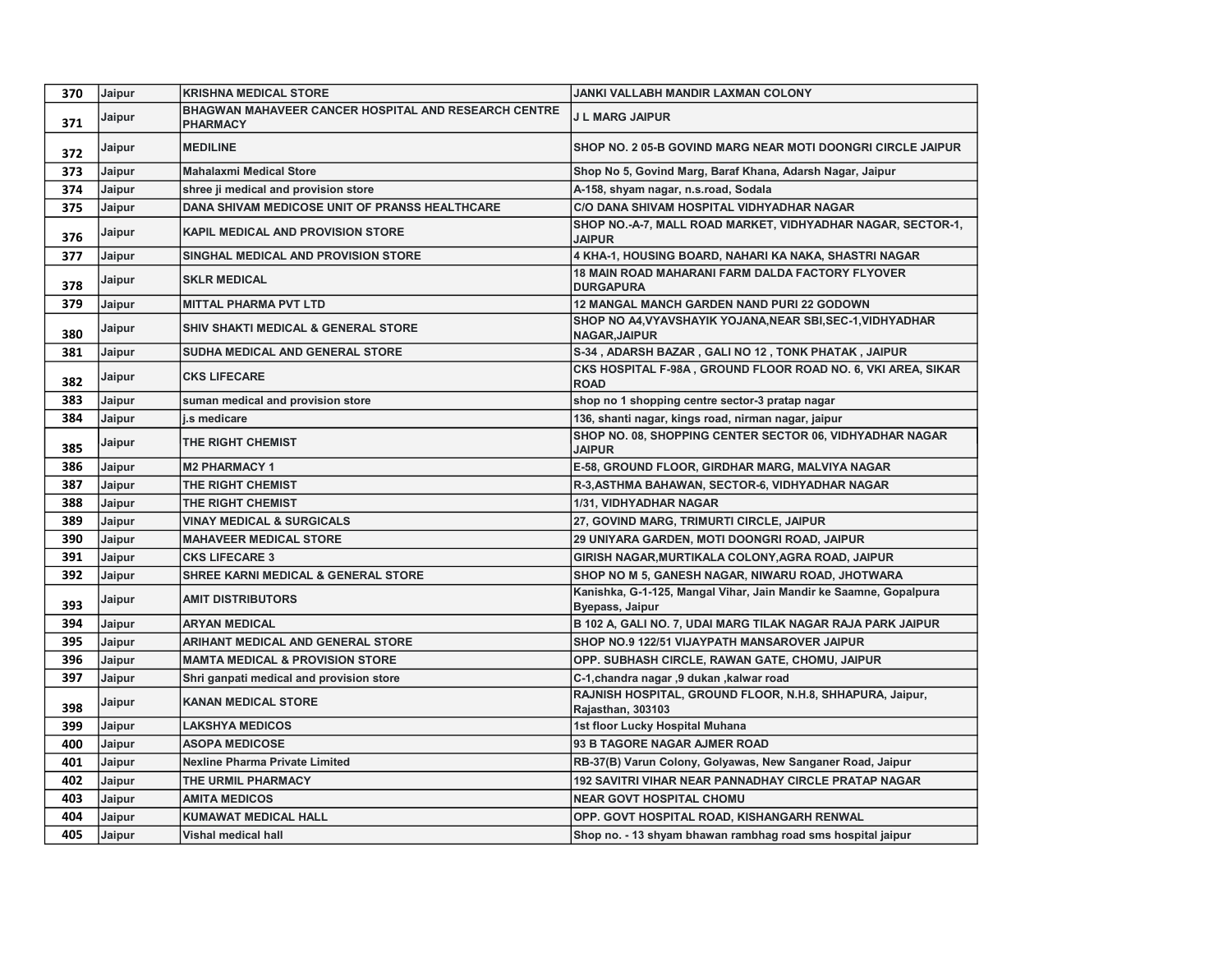| | | | |
|---|---|---|---|
| 370 | Jaipur | KRISHNA MEDICAL STORE | JANKI VALLABH MANDIR LAXMAN COLONY |
| 371 | Jaipur | BHAGWAN MAHAVEER CANCER HOSPITAL AND RESEARCH CENTRE PHARMACY | J L MARG JAIPUR |
| 372 | Jaipur | MEDILINE | SHOP NO. 2 05-B GOVIND MARG NEAR MOTI DOONGRI CIRCLE JAIPUR |
| 373 | Jaipur | Mahalaxmi Medical Store | Shop No 5, Govind Marg, Baraf Khana, Adarsh Nagar, Jaipur |
| 374 | Jaipur | shree ji medical and provision store | A-158, shyam nagar, n.s.road, Sodala |
| 375 | Jaipur | DANA SHIVAM MEDICOSE UNIT OF PRANSS HEALTHCARE | C/O DANA SHIVAM HOSPITAL VIDHYADHAR NAGAR |
| 376 | Jaipur | KAPIL MEDICAL AND PROVISION STORE | SHOP NO.-A-7, MALL ROAD MARKET, VIDHYADHAR NAGAR, SECTOR-1, JAIPUR |
| 377 | Jaipur | SINGHAL MEDICAL AND PROVISION STORE | 4 KHA-1, HOUSING BOARD, NAHARI KA NAKA, SHASTRI NAGAR |
| 378 | Jaipur | SKLR MEDICAL | 18 MAIN ROAD MAHARANI FARM DALDA FACTORY FLYOVER DURGAPURA |
| 379 | Jaipur | MITTAL PHARMA PVT LTD | 12 MANGAL MANCH GARDEN NAND PURI 22 GODOWN |
| 380 | Jaipur | SHIV SHAKTI MEDICAL & GENERAL STORE | SHOP NO A4,VYAVSHAYIK YOJANA,NEAR SBI,SEC-1,VIDHYADHAR NAGAR,JAIPUR |
| 381 | Jaipur | SUDHA MEDICAL AND GENERAL STORE | S-34 , ADARSH BAZAR , GALI NO 12 , TONK PHATAK , JAIPUR |
| 382 | Jaipur | CKS LIFECARE | CKS HOSPITAL F-98A , GROUND FLOOR ROAD NO. 6, VKI AREA, SIKAR ROAD |
| 383 | Jaipur | suman medical and provision store | shop no 1 shopping centre sector-3 pratap nagar |
| 384 | Jaipur | j.s medicare | 136, shanti nagar, kings road, nirman nagar, jaipur |
| 385 | Jaipur | THE RIGHT CHEMIST | SHOP NO. 08, SHOPPING CENTER SECTOR 06, VIDHYADHAR NAGAR JAIPUR |
| 386 | Jaipur | M2 PHARMACY 1 | E-58, GROUND FLOOR, GIRDHAR MARG, MALVIYA NAGAR |
| 387 | Jaipur | THE RIGHT CHEMIST | R-3,ASTHMA BAHAWAN, SECTOR-6, VIDHYADHAR NAGAR |
| 388 | Jaipur | THE RIGHT CHEMIST | 1/31, VIDHYADHAR NAGAR |
| 389 | Jaipur | VINAY MEDICAL & SURGICALS | 27, GOVIND MARG, TRIMURTI CIRCLE, JAIPUR |
| 390 | Jaipur | MAHAVEER MEDICAL STORE | 29 UNIYARA GARDEN, MOTI DOONGRI ROAD, JAIPUR |
| 391 | Jaipur | CKS LIFECARE 3 | GIRISH NAGAR,MURTIKALA COLONY,AGRA ROAD, JAIPUR |
| 392 | Jaipur | SHREE KARNI MEDICAL & GENERAL STORE | SHOP NO M 5, GANESH NAGAR, NIWARU ROAD, JHOTWARA |
| 393 | Jaipur | AMIT DISTRIBUTORS | Kanishka, G-1-125, Mangal Vihar, Jain Mandir ke Saamne, Gopalpura Byepass, Jaipur |
| 394 | Jaipur | ARYAN MEDICAL | B 102 A, GALI NO. 7, UDAI MARG TILAK NAGAR RAJA PARK JAIPUR |
| 395 | Jaipur | ARIHANT MEDICAL AND GENERAL STORE | SHOP NO.9 122/51 VIJAYPATH MANSAROVER JAIPUR |
| 396 | Jaipur | MAMTA MEDICAL & PROVISION STORE | OPP. SUBHASH CIRCLE, RAWAN GATE, CHOMU, JAIPUR |
| 397 | Jaipur | Shri ganpati medical and provision store | C-1,chandra nagar ,9 dukan ,kalwar road |
| 398 | Jaipur | KANAN MEDICAL STORE | RAJNISH HOSPITAL, GROUND FLOOR, N.H.8, SHHAPURA, Jaipur, Rajasthan, 303103 |
| 399 | Jaipur | LAKSHYA MEDICOS | 1st floor Lucky Hospital Muhana |
| 400 | Jaipur | ASOPA MEDICOSE | 93 B TAGORE NAGAR AJMER ROAD |
| 401 | Jaipur | Nexline Pharma Private Limited | RB-37(B) Varun Colony, Golyawas, New Sanganer Road, Jaipur |
| 402 | Jaipur | THE URMIL PHARMACY | 192 SAVITRI VIHAR NEAR PANNADHAY CIRCLE PRATAP NAGAR |
| 403 | Jaipur | AMITA MEDICOS | NEAR GOVT HOSPITAL CHOMU |
| 404 | Jaipur | KUMAWAT MEDICAL HALL | OPP. GOVT HOSPITAL ROAD, KISHANGARH RENWAL |
| 405 | Jaipur | Vishal medical hall | Shop no. - 13 shyam bhawan rambhag road sms hospital jaipur |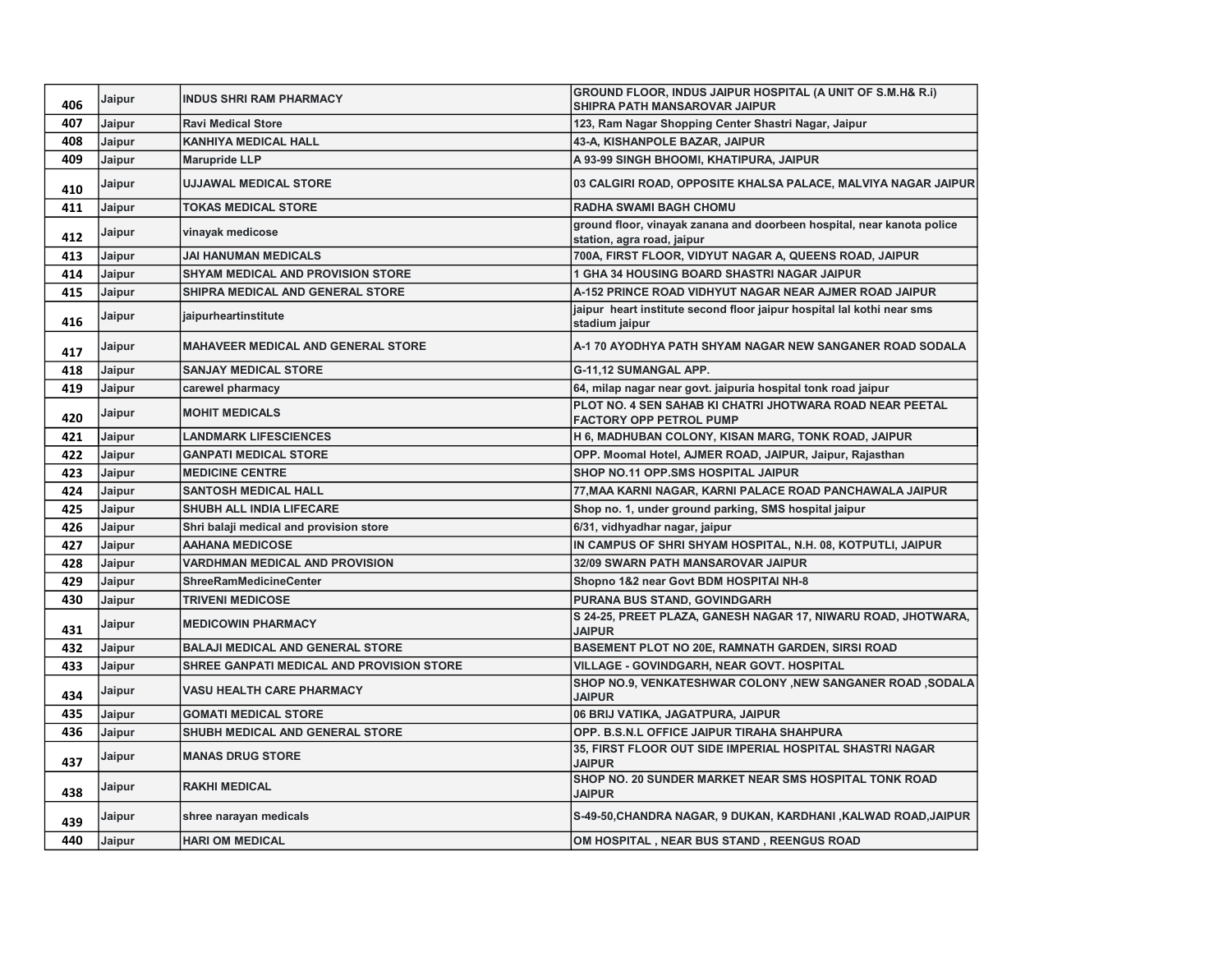| | | | |
|---|---|---|---|
| 406 | Jaipur | INDUS SHRI RAM PHARMACY | GROUND FLOOR, INDUS JAIPUR HOSPITAL (A UNIT OF S.M.H& R.i) SHIPRA PATH MANSAROVAR JAIPUR |
| 407 | Jaipur | Ravi Medical Store | 123, Ram Nagar Shopping Center Shastri Nagar, Jaipur |
| 408 | Jaipur | KANHIYA MEDICAL HALL | 43-A, KISHANPOLE BAZAR, JAIPUR |
| 409 | Jaipur | Marupride LLP | A 93-99 SINGH BHOOMI, KHATIPURA, JAIPUR |
| 410 | Jaipur | UJJAWAL MEDICAL STORE | 03 CALGIRI ROAD, OPPOSITE KHALSA PALACE, MALVIYA NAGAR JAIPUR |
| 411 | Jaipur | TOKAS MEDICAL STORE | RADHA SWAMI BAGH CHOMU |
| 412 | Jaipur | vinayak medicose | ground floor, vinayak zanana and doorbeen hospital, near kanota police station, agra road, jaipur |
| 413 | Jaipur | JAI HANUMAN MEDICALS | 700A, FIRST FLOOR, VIDYUT NAGAR A, QUEENS ROAD, JAIPUR |
| 414 | Jaipur | SHYAM MEDICAL AND PROVISION STORE | 1 GHA 34 HOUSING BOARD SHASTRI NAGAR JAIPUR |
| 415 | Jaipur | SHIPRA MEDICAL AND GENERAL STORE | A-152 PRINCE ROAD VIDHYUT NAGAR NEAR AJMER ROAD JAIPUR |
| 416 | Jaipur | jaipurheartinstitute | jaipur heart institute second floor jaipur hospital lal kothi near sms stadium jaipur |
| 417 | Jaipur | MAHAVEER MEDICAL AND GENERAL STORE | A-1 70 AYODHYA PATH SHYAM NAGAR NEW SANGANER ROAD SODALA |
| 418 | Jaipur | SANJAY MEDICAL STORE | G-11,12 SUMANGAL APP. |
| 419 | Jaipur | carewel pharmacy | 64, milap nagar near govt. jaipuria hospital tonk road jaipur |
| 420 | Jaipur | MOHIT MEDICALS | PLOT NO. 4 SEN SAHAB KI CHATRI JHOTWARA ROAD NEAR PEETAL FACTORY OPP PETROL PUMP |
| 421 | Jaipur | LANDMARK LIFESCIENCES | H 6, MADHUBAN COLONY, KISAN MARG, TONK ROAD, JAIPUR |
| 422 | Jaipur | GANPATI MEDICAL STORE | OPP. Moomal Hotel, AJMER ROAD, JAIPUR, Jaipur, Rajasthan |
| 423 | Jaipur | MEDICINE CENTRE | SHOP NO.11 OPP.SMS HOSPITAL JAIPUR |
| 424 | Jaipur | SANTOSH MEDICAL HALL | 77,MAA KARNI NAGAR, KARNI PALACE ROAD PANCHAWALA JAIPUR |
| 425 | Jaipur | SHUBH ALL INDIA LIFECARE | Shop no. 1, under ground parking, SMS hospital jaipur |
| 426 | Jaipur | Shri balaji medical and provision store | 6/31, vidhyadhar nagar, jaipur |
| 427 | Jaipur | AAHANA MEDICOSE | IN CAMPUS OF SHRI SHYAM HOSPITAL, N.H. 08, KOTPUTLI, JAIPUR |
| 428 | Jaipur | VARDHMAN MEDICAL AND PROVISION | 32/09 SWARN PATH MANSAROVAR JAIPUR |
| 429 | Jaipur | ShreeRamMedicineCenter | Shopno 1&2 near Govt BDM HOSPITAl NH-8 |
| 430 | Jaipur | TRIVENI MEDICOSE | PURANA BUS STAND, GOVINDGARH |
| 431 | Jaipur | MEDICOWIN PHARMACY | S 24-25, PREET PLAZA, GANESH NAGAR 17, NIWARU ROAD, JHOTWARA, JAIPUR |
| 432 | Jaipur | BALAJI MEDICAL AND GENERAL STORE | BASEMENT PLOT NO 20E, RAMNATH GARDEN, SIRSI ROAD |
| 433 | Jaipur | SHREE GANPATI MEDICAL AND PROVISION STORE | VILLAGE - GOVINDGARH, NEAR GOVT. HOSPITAL |
| 434 | Jaipur | VASU HEALTH CARE PHARMACY | SHOP NO.9, VENKATESHWAR COLONY ,NEW SANGANER ROAD ,SODALA JAIPUR |
| 435 | Jaipur | GOMATI MEDICAL STORE | 06 BRIJ VATIKA, JAGATPURA, JAIPUR |
| 436 | Jaipur | SHUBH MEDICAL AND GENERAL STORE | OPP. B.S.N.L OFFICE JAIPUR TIRAHA SHAHPURA |
| 437 | Jaipur | MANAS DRUG STORE | 35, FIRST FLOOR OUT SIDE IMPERIAL HOSPITAL SHASTRI NAGAR JAIPUR |
| 438 | Jaipur | RAKHI MEDICAL | SHOP NO. 20 SUNDER MARKET NEAR SMS HOSPITAL TONK ROAD JAIPUR |
| 439 | Jaipur | shree narayan medicals | S-49-50,CHANDRA NAGAR, 9 DUKAN, KARDHANI ,KALWAD ROAD,JAIPUR |
| 440 | Jaipur | HARI OM MEDICAL | OM HOSPITAL , NEAR BUS STAND , REENGUS ROAD |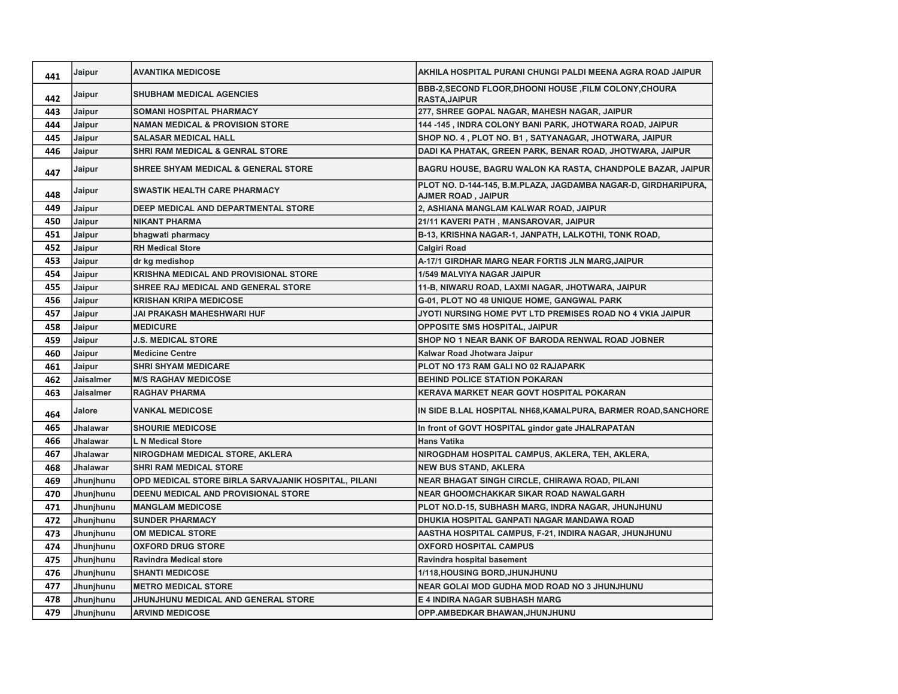| | | | |
|---|---|---|---|
| 441 | Jaipur | AVANTIKA MEDICOSE | AKHILA HOSPITAL PURANI CHUNGI PALDI MEENA AGRA ROAD JAIPUR |
| 442 | Jaipur | SHUBHAM MEDICAL AGENCIES | BBB-2,SECOND FLOOR,DHOONI HOUSE ,FILM COLONY,CHOURA RASTA,JAIPUR |
| 443 | Jaipur | SOMANI HOSPITAL PHARMACY | 277, SHREE GOPAL NAGAR, MAHESH NAGAR, JAIPUR |
| 444 | Jaipur | NAMAN MEDICAL & PROVISION STORE | 144 -145 , INDRA COLONY BANI PARK, JHOTWARA ROAD, JAIPUR |
| 445 | Jaipur | SALASAR MEDICAL HALL | SHOP NO. 4 , PLOT NO. B1 , SATYANAGAR, JHOTWARA, JAIPUR |
| 446 | Jaipur | SHRI RAM MEDICAL & GENRAL STORE | DADI KA PHATAK, GREEN PARK, BENAR ROAD, JHOTWARA, JAIPUR |
| 447 | Jaipur | SHREE SHYAM MEDICAL & GENERAL STORE | BAGRU HOUSE, BAGRU WALON KA RASTA, CHANDPOLE BAZAR, JAIPUR |
| 448 | Jaipur | SWASTIK HEALTH CARE PHARMACY | PLOT NO. D-144-145, B.M.PLAZA, JAGDAMBA NAGAR-D, GIRDHARIPURA, AJMER ROAD , JAIPUR |
| 449 | Jaipur | DEEP MEDICAL AND DEPARTMENTAL STORE | 2, ASHIANA MANGLAM KALWAR ROAD, JAIPUR |
| 450 | Jaipur | NIKANT PHARMA | 21/11 KAVERI PATH , MANSAROVAR, JAIPUR |
| 451 | Jaipur | bhagwati pharmacy | B-13, KRISHNA NAGAR-1, JANPATH, LALKOTHI, TONK ROAD, |
| 452 | Jaipur | RH Medical Store | Calgiri Road |
| 453 | Jaipur | dr kg medishop | A-17/1 GIRDHAR MARG NEAR FORTIS JLN MARG,JAIPUR |
| 454 | Jaipur | KRISHNA MEDICAL AND PROVISIONAL STORE | 1/549 MALVIYA NAGAR JAIPUR |
| 455 | Jaipur | SHREE RAJ MEDICAL AND GENERAL STORE | 11-B, NIWARU ROAD, LAXMI NAGAR, JHOTWARA, JAIPUR |
| 456 | Jaipur | KRISHAN KRIPA MEDICOSE | G-01, PLOT NO 48 UNIQUE HOME, GANGWAL PARK |
| 457 | Jaipur | JAI PRAKASH MAHESHWARI HUF | JYOTI NURSING HOME PVT LTD PREMISES ROAD NO 4 VKIA JAIPUR |
| 458 | Jaipur | MEDICURE | OPPOSITE SMS HOSPITAL, JAIPUR |
| 459 | Jaipur | J.S. MEDICAL STORE | SHOP NO 1 NEAR BANK OF BARODA RENWAL ROAD JOBNER |
| 460 | Jaipur | Medicine Centre | Kalwar Road Jhotwara Jaipur |
| 461 | Jaipur | SHRI SHYAM MEDICARE | PLOT NO 173 RAM GALI NO 02 RAJAPARK |
| 462 | Jaisalmer | M/S RAGHAV MEDICOSE | BEHIND POLICE STATION POKARAN |
| 463 | Jaisalmer | RAGHAV PHARMA | KERAVA MARKET NEAR GOVT HOSPITAL POKARAN |
| 464 | Jalore | VANKAL MEDICOSE | IN SIDE B.LAL HOSPITAL NH68,KAMALPURA, BARMER ROAD,SANCHORE |
| 465 | Jhalawar | SHOURIE MEDICOSE | In front of GOVT HOSPITAL gindor gate JHALRAPATAN |
| 466 | Jhalawar | L N Medical Store | Hans Vatika |
| 467 | Jhalawar | NIROGDHAM MEDICAL STORE, AKLERA | NIROGDHAM HOSPITAL CAMPUS, AKLERA, TEH, AKLERA, |
| 468 | Jhalawar | SHRI RAM MEDICAL STORE | NEW BUS STAND, AKLERA |
| 469 | Jhunjhunu | OPD MEDICAL STORE BIRLA SARVAJANIK HOSPITAL, PILANI | NEAR BHAGAT SINGH CIRCLE, CHIRAWA ROAD, PILANI |
| 470 | Jhunjhunu | DEENU MEDICAL AND PROVISIONAL STORE | NEAR GHOOMCHAKKAR SIKAR ROAD NAWALGARH |
| 471 | Jhunjhunu | MANGLAM MEDICOSE | PLOT NO.D-15, SUBHASH MARG, INDRA NAGAR, JHUNJHUNU |
| 472 | Jhunjhunu | SUNDER PHARMACY | DHUKIA HOSPITAL GANPATI NAGAR MANDAWA ROAD |
| 473 | Jhunjhunu | OM MEDICAL STORE | AASTHA HOSPITAL CAMPUS, F-21, INDIRA NAGAR, JHUNJHUNU |
| 474 | Jhunjhunu | OXFORD DRUG STORE | OXFORD HOSPITAL CAMPUS |
| 475 | Jhunjhunu | Ravindra Medical store | Ravindra hospital basement |
| 476 | Jhunjhunu | SHANTI MEDICOSE | 1/118,HOUSING BORD,JHUNJHUNU |
| 477 | Jhunjhunu | METRO MEDICAL STORE | NEAR GOLAI MOD GUDHA MOD ROAD NO 3 JHUNJHUNU |
| 478 | Jhunjhunu | JHUNJHUNU MEDICAL AND GENERAL STORE | E 4 INDIRA NAGAR SUBHASH MARG |
| 479 | Jhunjhunu | ARVIND MEDICOSE | OPP.AMBEDKAR BHAWAN,JHUNJHUNU |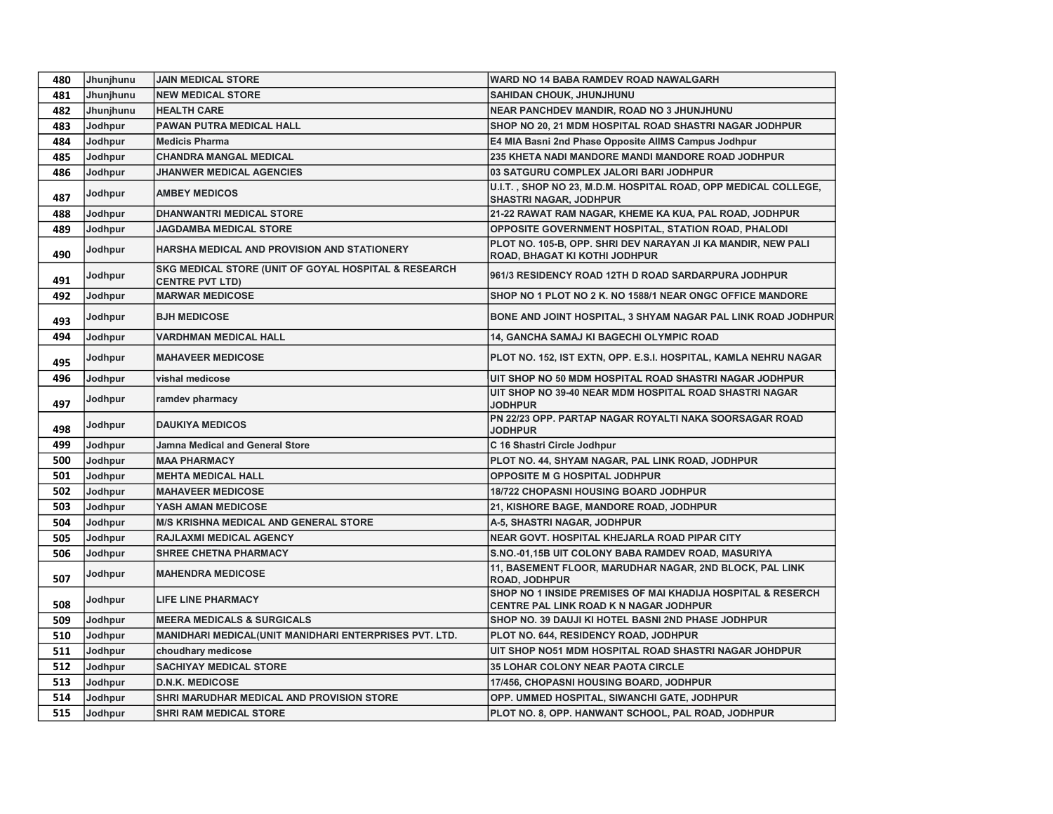| | | | |
|---|---|---|---|
| 480 | Jhunjhunu | JAIN MEDICAL STORE | WARD NO 14 BABA RAMDEV ROAD NAWALGARH |
| 481 | Jhunjhunu | NEW MEDICAL STORE | SAHIDAN CHOUK, JHUNJHUNU |
| 482 | Jhunjhunu | HEALTH CARE | NEAR PANCHDEV MANDIR, ROAD NO 3 JHUNJHUNU |
| 483 | Jodhpur | PAWAN PUTRA MEDICAL HALL | SHOP NO 20, 21 MDM HOSPITAL ROAD SHASTRI NAGAR JODHPUR |
| 484 | Jodhpur | Medicis Pharma | E4 MIA Basni 2nd Phase Opposite AIIMS Campus Jodhpur |
| 485 | Jodhpur | CHANDRA MANGAL MEDICAL | 235 KHETA NADI MANDORE MANDI MANDORE ROAD JODHPUR |
| 486 | Jodhpur | JHANWER MEDICAL AGENCIES | 03 SATGURU COMPLEX JALORI BARI JODHPUR |
| 487 | Jodhpur | AMBEY MEDICOS | U.I.T. , SHOP NO 23, M.D.M. HOSPITAL ROAD, OPP MEDICAL COLLEGE, SHASTRI NAGAR, JODHPUR |
| 488 | Jodhpur | DHANWANTRI MEDICAL STORE | 21-22 RAWAT RAM NAGAR, KHEME KA KUA, PAL ROAD, JODHPUR |
| 489 | Jodhpur | JAGDAMBA MEDICAL STORE | OPPOSITE GOVERNMENT HOSPITAL, STATION ROAD, PHALODI |
| 490 | Jodhpur | HARSHA MEDICAL AND PROVISION AND STATIONERY | PLOT NO. 105-B, OPP. SHRI DEV NARAYAN JI KA MANDIR, NEW PALI ROAD, BHAGAT KI KOTHI JODHPUR |
| 491 | Jodhpur | SKG MEDICAL STORE (UNIT OF GOYAL HOSPITAL & RESEARCH CENTRE PVT LTD) | 961/3 RESIDENCY ROAD 12TH D ROAD SARDARPURA JODHPUR |
| 492 | Jodhpur | MARWAR MEDICOSE | SHOP NO 1 PLOT NO 2 K. NO 1588/1 NEAR ONGC OFFICE MANDORE |
| 493 | Jodhpur | BJH MEDICOSE | BONE AND JOINT HOSPITAL, 3 SHYAM NAGAR PAL LINK ROAD JODHPUR |
| 494 | Jodhpur | VARDHMAN MEDICAL HALL | 14, GANCHA SAMAJ KI BAGECHI OLYMPIC ROAD |
| 495 | Jodhpur | MAHAVEER MEDICOSE | PLOT NO. 152, IST EXTN, OPP. E.S.I. HOSPITAL, KAMLA NEHRU NAGAR |
| 496 | Jodhpur | vishal medicose | UIT SHOP NO 50 MDM HOSPITAL ROAD SHASTRI NAGAR JODHPUR |
| 497 | Jodhpur | ramdev pharmacy | UIT SHOP NO 39-40 NEAR MDM HOSPITAL ROAD SHASTRI NAGAR JODHPUR |
| 498 | Jodhpur | DAUKIYA MEDICOS | PN 22/23 OPP. PARTAP NAGAR ROYALTI NAKA SOORSAGAR ROAD JODHPUR |
| 499 | Jodhpur | Jamna Medical and General Store | C 16 Shastri Circle Jodhpur |
| 500 | Jodhpur | MAA PHARMACY | PLOT NO. 44, SHYAM NAGAR, PAL LINK ROAD, JODHPUR |
| 501 | Jodhpur | MEHTA MEDICAL HALL | OPPOSITE M G HOSPITAL JODHPUR |
| 502 | Jodhpur | MAHAVEER MEDICOSE | 18/722 CHOPASNI HOUSING BOARD JODHPUR |
| 503 | Jodhpur | YASH AMAN MEDICOSE | 21, KISHORE BAGE, MANDORE ROAD, JODHPUR |
| 504 | Jodhpur | M/S KRISHNA MEDICAL AND GENERAL STORE | A-5, SHASTRI NAGAR, JODHPUR |
| 505 | Jodhpur | RAJLAXMI MEDICAL AGENCY | NEAR GOVT. HOSPITAL KHEJARLA ROAD PIPAR CITY |
| 506 | Jodhpur | SHREE CHETNA PHARMACY | S.NO.-01,15B UIT COLONY BABA RAMDEV ROAD, MASURIYA |
| 507 | Jodhpur | MAHENDRA MEDICOSE | 11, BASEMENT FLOOR, MARUDHAR NAGAR, 2ND BLOCK, PAL LINK ROAD, JODHPUR |
| 508 | Jodhpur | LIFE LINE PHARMACY | SHOP NO 1 INSIDE PREMISES OF MAI KHADIJA HOSPITAL & RESERCH CENTRE PAL LINK ROAD K N NAGAR JODHPUR |
| 509 | Jodhpur | MEERA MEDICALS & SURGICALS | SHOP NO. 39 DAUJI KI HOTEL BASNI 2ND PHASE JODHPUR |
| 510 | Jodhpur | MANIDHARI MEDICAL(UNIT MANIDHARI ENTERPRISES PVT. LTD. | PLOT NO. 644, RESIDENCY ROAD, JODHPUR |
| 511 | Jodhpur | choudhary medicose | UIT SHOP NO51 MDM HOSPITAL ROAD SHASTRI NAGAR JOHDPUR |
| 512 | Jodhpur | SACHIYAY MEDICAL STORE | 35 LOHAR COLONY NEAR PAOTA CIRCLE |
| 513 | Jodhpur | D.N.K. MEDICOSE | 17/456, CHOPASNI HOUSING BOARD, JODHPUR |
| 514 | Jodhpur | SHRI MARUDHAR MEDICAL AND PROVISION STORE | OPP. UMMED HOSPITAL, SIWANCHI GATE, JODHPUR |
| 515 | Jodhpur | SHRI RAM MEDICAL STORE | PLOT NO. 8, OPP. HANWANT SCHOOL, PAL ROAD, JODHPUR |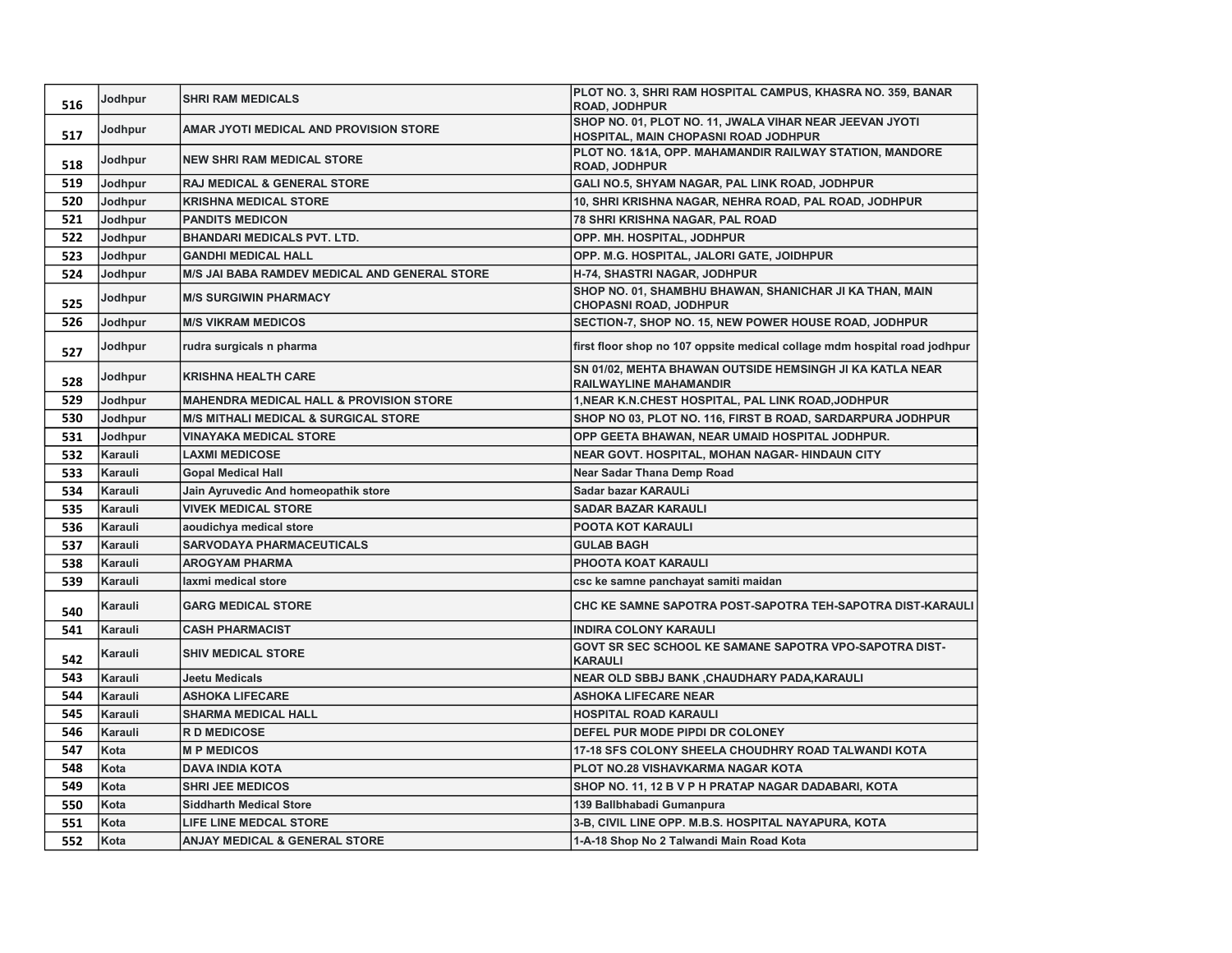| 516 | Jodhpur | SHRI RAM MEDICALS | PLOT NO. 3, SHRI RAM HOSPITAL CAMPUS, KHASRA NO. 359, BANAR ROAD, JODHPUR |
|---|---|---|---|
| 517 | Jodhpur | AMAR JYOTI MEDICAL AND PROVISION STORE | SHOP NO. 01, PLOT NO. 11, JWALA VIHAR NEAR JEEVAN JYOTI HOSPITAL, MAIN CHOPASNI ROAD JODHPUR |
| 518 | Jodhpur | NEW SHRI RAM MEDICAL STORE | PLOT NO. 1&1A, OPP. MAHAMANDIR RAILWAY STATION, MANDORE ROAD, JODHPUR |
| 519 | Jodhpur | RAJ MEDICAL & GENERAL STORE | GALI NO.5, SHYAM NAGAR, PAL LINK ROAD, JODHPUR |
| 520 | Jodhpur | KRISHNA MEDICAL STORE | 10, SHRI KRISHNA NAGAR, NEHRA ROAD, PAL ROAD, JODHPUR |
| 521 | Jodhpur | PANDITS MEDICON | 78 SHRI KRISHNA NAGAR, PAL ROAD |
| 522 | Jodhpur | BHANDARI MEDICALS PVT. LTD. | OPP. MH. HOSPITAL, JODHPUR |
| 523 | Jodhpur | GANDHI MEDICAL HALL | OPP. M.G. HOSPITAL, JALORI GATE, JOIDHPUR |
| 524 | Jodhpur | M/S JAI BABA RAMDEV MEDICAL AND GENERAL STORE | H-74, SHASTRI NAGAR, JODHPUR |
| 525 | Jodhpur | M/S SURGIWIN PHARMACY | SHOP NO. 01, SHAMBHU BHAWAN, SHANICHAR JI KA THAN, MAIN CHOPASNI ROAD, JODHPUR |
| 526 | Jodhpur | M/S VIKRAM MEDICOS | SECTION-7, SHOP NO. 15, NEW POWER HOUSE ROAD, JODHPUR |
| 527 | Jodhpur | rudra surgicals n pharma | first floor shop no 107 oppsite medical collage mdm hospital road jodhpur |
| 528 | Jodhpur | KRISHNA HEALTH CARE | SN 01/02, MEHTA BHAWAN OUTSIDE HEMSINGH JI KA KATLA NEAR RAILWAYLINE MAHAMANDIR |
| 529 | Jodhpur | MAHENDRA MEDICAL HALL & PROVISION STORE | 1,NEAR K.N.CHEST HOSPITAL, PAL LINK ROAD,JODHPUR |
| 530 | Jodhpur | M/S MITHALI MEDICAL & SURGICAL STORE | SHOP NO 03, PLOT NO. 116, FIRST B ROAD, SARDARPURA JODHPUR |
| 531 | Jodhpur | VINAYAKA MEDICAL STORE | OPP GEETA BHAWAN, NEAR UMAID HOSPITAL JODHPUR. |
| 532 | Karauli | LAXMI MEDICOSE | NEAR GOVT. HOSPITAL, MOHAN NAGAR- HINDAUN CITY |
| 533 | Karauli | Gopal Medical Hall | Near Sadar Thana Demp Road |
| 534 | Karauli | Jain Ayruvedic And homeopathik store | Sadar bazar KARAULi |
| 535 | Karauli | VIVEK MEDICAL STORE | SADAR BAZAR KARAULI |
| 536 | Karauli | aoudichya medical store | POOTA KOT KARAULI |
| 537 | Karauli | SARVODAYA PHARMACEUTICALS | GULAB BAGH |
| 538 | Karauli | AROGYAM PHARMA | PHOOTA KOAT KARAULI |
| 539 | Karauli | laxmi medical store | csc ke samne panchayat samiti maidan |
| 540 | Karauli | GARG MEDICAL STORE | CHC KE SAMNE SAPOTRA POST-SAPOTRA TEH-SAPOTRA DIST-KARAULI |
| 541 | Karauli | CASH PHARMACIST | INDIRA COLONY KARAULI |
| 542 | Karauli | SHIV MEDICAL STORE | GOVT SR SEC SCHOOL KE SAMANE SAPOTRA VPO-SAPOTRA DIST-KARAULI |
| 543 | Karauli | Jeetu Medicals | NEAR OLD SBBJ BANK ,CHAUDHARY PADA,KARAULI |
| 544 | Karauli | ASHOKA LIFECARE | ASHOKA LIFECARE NEAR |
| 545 | Karauli | SHARMA MEDICAL HALL | HOSPITAL ROAD KARAULI |
| 546 | Karauli | R D MEDICOSE | DEFEL PUR MODE PIPDI DR COLONEY |
| 547 | Kota | M P MEDICOS | 17-18 SFS COLONY SHEELA CHOUDHRY ROAD TALWANDI KOTA |
| 548 | Kota | DAVA INDIA KOTA | PLOT NO.28 VISHAVKARMA NAGAR KOTA |
| 549 | Kota | SHRI JEE MEDICOS | SHOP NO. 11, 12 B V P H PRATAP NAGAR DADABARI, KOTA |
| 550 | Kota | Siddharth Medical Store | 139 Ballbhabadi Gumanpura |
| 551 | Kota | LIFE LINE MEDCAL STORE | 3-B, CIVIL LINE OPP. M.B.S. HOSPITAL NAYAPURA, KOTA |
| 552 | Kota | ANJAY MEDICAL & GENERAL STORE | 1-A-18 Shop No 2 Talwandi Main Road Kota |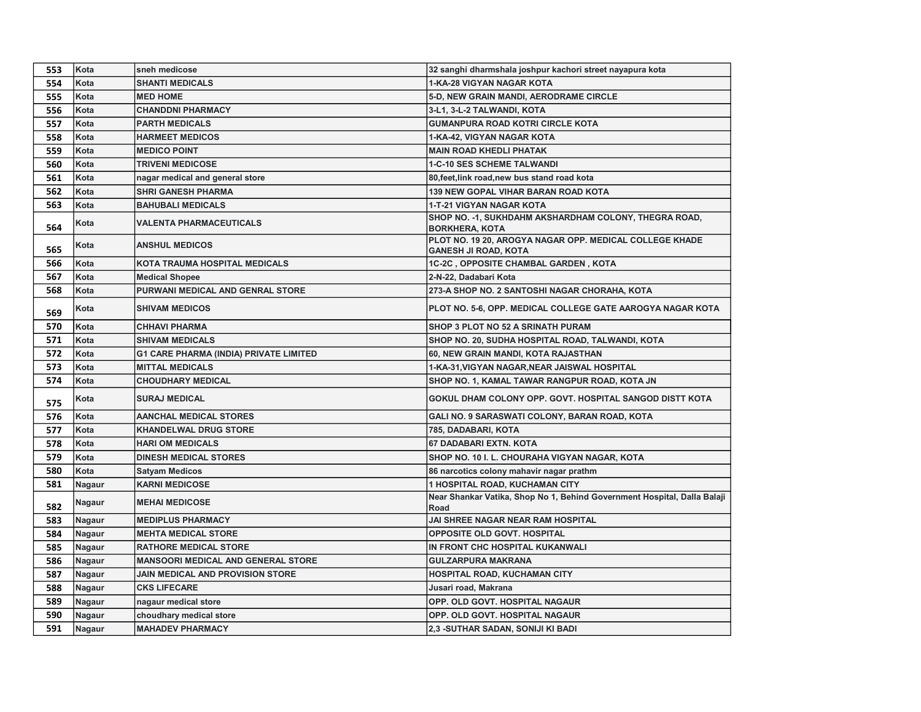| | | | |
|---|---|---|---|
| 553 | Kota | sneh medicose | 32 sanghi dharmshala joshpur kachori street nayapura kota |
| 554 | Kota | SHANTI MEDICALS | 1-KA-28 VIGYAN NAGAR KOTA |
| 555 | Kota | MED HOME | 5-D, NEW GRAIN MANDI, AERODRAME CIRCLE |
| 556 | Kota | CHANDDNI PHARMACY | 3-L1, 3-L-2 TALWANDI, KOTA |
| 557 | Kota | PARTH MEDICALS | GUMANPURA ROAD KOTRI CIRCLE KOTA |
| 558 | Kota | HARMEET MEDICOS | 1-KA-42, VIGYAN NAGAR KOTA |
| 559 | Kota | MEDICO POINT | MAIN ROAD KHEDLI PHATAK |
| 560 | Kota | TRIVENI MEDICOSE | 1-C-10 SES SCHEME TALWANDI |
| 561 | Kota | nagar medical and general store | 80,feet,link road,new bus stand road kota |
| 562 | Kota | SHRI GANESH PHARMA | 139 NEW GOPAL VIHAR BARAN ROAD KOTA |
| 563 | Kota | BAHUBALI MEDICALS | 1-T-21 VIGYAN NAGAR KOTA |
| 564 | Kota | VALENTA PHARMACEUTICALS | SHOP NO. -1, SUKHDAHM AKSHARDHAM COLONY, THEGRA ROAD, BORKHERA, KOTA |
| 565 | Kota | ANSHUL MEDICOS | PLOT NO. 19 20, AROGYA NAGAR OPP. MEDICAL COLLEGE KHADE GANESH JI ROAD, KOTA |
| 566 | Kota | KOTA TRAUMA HOSPITAL MEDICALS | 1C-2C , OPPOSITE CHAMBAL GARDEN , KOTA |
| 567 | Kota | Medical Shopee | 2-N-22, Dadabari Kota |
| 568 | Kota | PURWANI MEDICAL AND GENRAL STORE | 273-A SHOP NO. 2 SANTOSHI NAGAR CHORAHA, KOTA |
| 569 | Kota | SHIVAM MEDICOS | PLOT NO. 5-6, OPP. MEDICAL COLLEGE GATE AAROGYA NAGAR KOTA |
| 570 | Kota | CHHAVI PHARMA | SHOP 3 PLOT NO 52 A SRINATH PURAM |
| 571 | Kota | SHIVAM MEDICALS | SHOP NO. 20, SUDHA HOSPITAL ROAD, TALWANDI, KOTA |
| 572 | Kota | G1 CARE PHARMA (INDIA) PRIVATE LIMITED | 60, NEW GRAIN MANDI, KOTA RAJASTHAN |
| 573 | Kota | MITTAL MEDICALS | 1-KA-31,VIGYAN NAGAR,NEAR JAISWAL HOSPITAL |
| 574 | Kota | CHOUDHARY MEDICAL | SHOP NO. 1, KAMAL TAWAR RANGPUR ROAD, KOTA JN |
| 575 | Kota | SURAJ MEDICAL | GOKUL DHAM COLONY OPP. GOVT. HOSPITAL SANGOD DISTT KOTA |
| 576 | Kota | AANCHAL MEDICAL STORES | GALI NO. 9 SARASWATI COLONY, BARAN ROAD, KOTA |
| 577 | Kota | KHANDELWAL DRUG STORE | 785, DADABARI, KOTA |
| 578 | Kota | HARI OM MEDICALS | 67 DADABARI EXTN. KOTA |
| 579 | Kota | DINESH MEDICAL STORES | SHOP NO. 10 I. L. CHOURAHA VIGYAN NAGAR, KOTA |
| 580 | Kota | Satyam Medicos | 86 narcotics colony mahavir nagar prathm |
| 581 | Nagaur | KARNI MEDICOSE | 1 HOSPITAL ROAD, KUCHAMAN CITY |
| 582 | Nagaur | MEHAI MEDICOSE | Near Shankar Vatika, Shop No 1, Behind Government Hospital, Dalla Balaji Road |
| 583 | Nagaur | MEDIPLUS PHARMACY | JAI SHREE NAGAR NEAR RAM HOSPITAL |
| 584 | Nagaur | MEHTA MEDICAL STORE | OPPOSITE OLD GOVT. HOSPITAL |
| 585 | Nagaur | RATHORE MEDICAL STORE | IN FRONT CHC HOSPITAL KUKANWALI |
| 586 | Nagaur | MANSOORI MEDICAL AND GENERAL STORE | GULZARPURA MAKRANA |
| 587 | Nagaur | JAIN MEDICAL AND PROVISION STORE | HOSPITAL ROAD, KUCHAMAN CITY |
| 588 | Nagaur | CKS LIFECARE | Jusari road, Makrana |
| 589 | Nagaur | nagaur medical store | OPP. OLD GOVT. HOSPITAL NAGAUR |
| 590 | Nagaur | choudhary medical store | OPP. OLD GOVT. HOSPITAL NAGAUR |
| 591 | Nagaur | MAHADEV PHARMACY | 2,3 -SUTHAR SADAN, SONIJI KI BADI |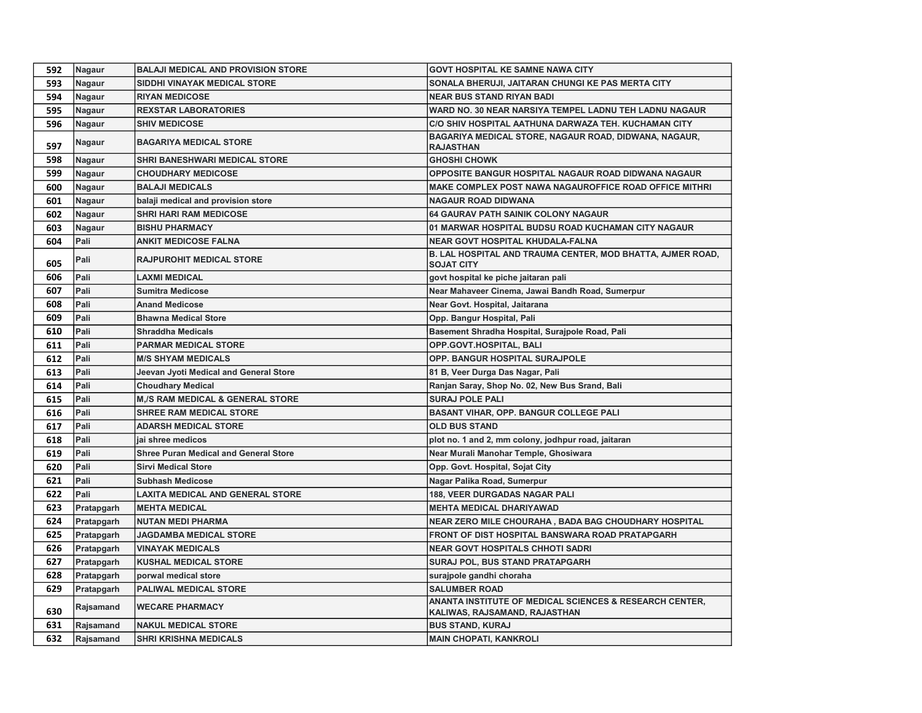| | | | |
|---|---|---|---|
| 592 | Nagaur | BALAJI MEDICAL AND PROVISION STORE | GOVT HOSPITAL KE SAMNE NAWA CITY |
| 593 | Nagaur | SIDDHI VINAYAK MEDICAL STORE | SONALA BHERUJI, JAITARAN CHUNGI KE PAS MERTA CITY |
| 594 | Nagaur | RIYAN MEDICOSE | NEAR BUS STAND RIYAN BADI |
| 595 | Nagaur | REXSTAR LABORATORIES | WARD NO. 30 NEAR NARSIYA TEMPEL LADNU TEH LADNU NAGAUR |
| 596 | Nagaur | SHIV MEDICOSE | C/O SHIV HOSPITAL AATHUNA DARWAZA TEH. KUCHAMAN CITY |
| 597 | Nagaur | BAGARIYA MEDICAL STORE | BAGARIYA MEDICAL STORE, NAGAUR ROAD, DIDWANA, NAGAUR, RAJASTHAN |
| 598 | Nagaur | SHRI BANESHWARI MEDICAL STORE | GHOSHI CHOWK |
| 599 | Nagaur | CHOUDHARY MEDICOSE | OPPOSITE BANGUR HOSPITAL NAGAUR ROAD DIDWANA NAGAUR |
| 600 | Nagaur | BALAJI MEDICALS | MAKE COMPLEX POST NAWA NAGAUROFFICE ROAD OFFICE MITHRI |
| 601 | Nagaur | balaji medical and provision store | NAGAUR ROAD DIDWANA |
| 602 | Nagaur | SHRI HARI RAM MEDICOSE | 64 GAURAV PATH SAINIK COLONY NAGAUR |
| 603 | Nagaur | BISHU PHARMACY | 01 MARWAR HOSPITAL BUDSU ROAD KUCHAMAN CITY NAGAUR |
| 604 | Pali | ANKIT MEDICOSE FALNA | NEAR GOVT HOSPITAL KHUDALA-FALNA |
| 605 | Pali | RAJPUROHIT MEDICAL STORE | B. LAL HOSPITAL AND TRAUMA CENTER, MOD BHATTA, AJMER ROAD, SOJAT CITY |
| 606 | Pali | LAXMI MEDICAL | govt hospital ke piche jaitaran pali |
| 607 | Pali | Sumitra Medicose | Near Mahaveer Cinema, Jawai Bandh Road, Sumerpur |
| 608 | Pali | Anand Medicose | Near Govt. Hospital, Jaitarana |
| 609 | Pali | Bhawna Medical Store | Opp. Bangur Hospital, Pali |
| 610 | Pali | Shraddha Medicals | Basement Shradha Hospital, Surajpole Road, Pali |
| 611 | Pali | PARMAR MEDICAL STORE | OPP.GOVT.HOSPITAL, BALI |
| 612 | Pali | M/S SHYAM MEDICALS | OPP. BANGUR HOSPITAL SURAJPOLE |
| 613 | Pali | Jeevan Jyoti Medical and General Store | 81 B, Veer Durga Das Nagar, Pali |
| 614 | Pali | Choudhary Medical | Ranjan Saray, Shop No. 02, New Bus Srand, Bali |
| 615 | Pali | M,/S RAM MEDICAL & GENERAL STORE | SURAJ POLE PALI |
| 616 | Pali | SHREE RAM MEDICAL STORE | BASANT VIHAR, OPP. BANGUR COLLEGE PALI |
| 617 | Pali | ADARSH MEDICAL STORE | OLD BUS STAND |
| 618 | Pali | jai shree medicos | plot no. 1 and 2, mm colony, jodhpur road, jaitaran |
| 619 | Pali | Shree Puran Medical and General Store | Near Murali Manohar Temple, Ghosiwara |
| 620 | Pali | Sirvi Medical Store | Opp. Govt. Hospital, Sojat City |
| 621 | Pali | Subhash Medicose | Nagar Palika Road, Sumerpur |
| 622 | Pali | LAXITA MEDICAL AND GENERAL STORE | 188, VEER DURGADAS NAGAR PALI |
| 623 | Pratapgarh | MEHTA MEDICAL | MEHTA MEDICAL DHARIYAWAD |
| 624 | Pratapgarh | NUTAN MEDI PHARMA | NEAR ZERO MILE CHOURAHA , BADA BAG CHOUDHARY HOSPITAL |
| 625 | Pratapgarh | JAGDAMBA MEDICAL STORE | FRONT OF DIST HOSPITAL BANSWARA ROAD PRATAPGARH |
| 626 | Pratapgarh | VINAYAK MEDICALS | NEAR GOVT HOSPITALS CHHOTI SADRI |
| 627 | Pratapgarh | KUSHAL MEDICAL STORE | SURAJ POL, BUS STAND PRATAPGARH |
| 628 | Pratapgarh | porwal medical store | surajpole gandhi choraha |
| 629 | Pratapgarh | PALIWAL MEDICAL STORE | SALUMBER ROAD |
| 630 | Rajsamand | WECARE PHARMACY | ANANTA INSTITUTE OF MEDICAL SCIENCES & RESEARCH CENTER, KALIWAS, RAJSAMAND, RAJASTHAN |
| 631 | Rajsamand | NAKUL MEDICAL STORE | BUS STAND, KURAJ |
| 632 | Rajsamand | SHRI KRISHNA MEDICALS | MAIN CHOPATI, KANKROLI |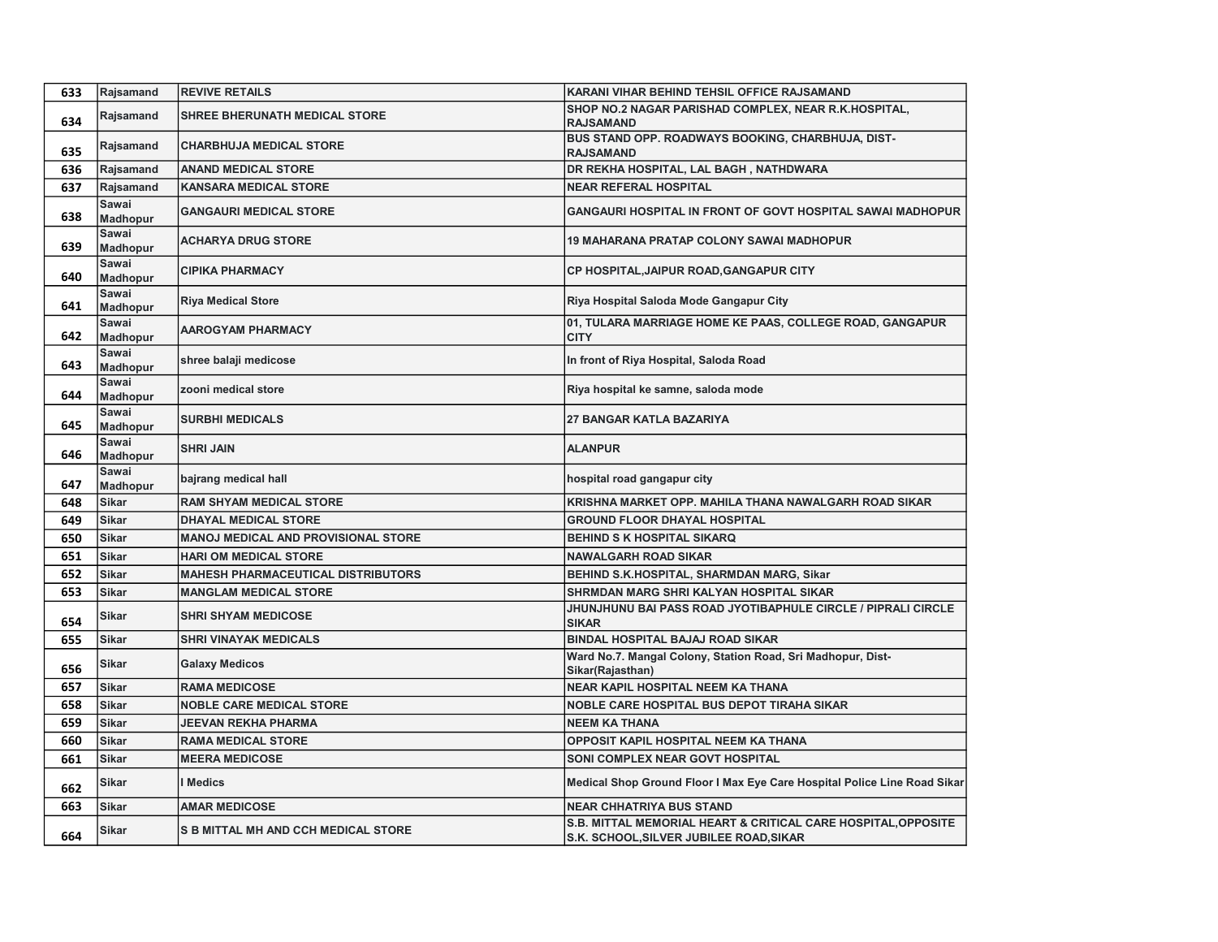| | | | |
|---|---|---|---|
| 633 | Rajsamand | REVIVE RETAILS | KARANI VIHAR BEHIND TEHSIL OFFICE RAJSAMAND |
| 634 | Rajsamand | SHREE BHERUNATH MEDICAL STORE | SHOP NO.2 NAGAR PARISHAD COMPLEX, NEAR R.K.HOSPITAL, RAJSAMAND |
| 635 | Rajsamand | CHARBHUJA MEDICAL STORE | BUS STAND OPP. ROADWAYS BOOKING, CHARBHUJA, DIST-RAJSAMAND |
| 636 | Rajsamand | ANAND MEDICAL STORE | DR REKHA HOSPITAL, LAL BAGH , NATHDWARA |
| 637 | Rajsamand | KANSARA MEDICAL STORE | NEAR REFERAL HOSPITAL |
| 638 | Sawai Madhopur | GANGAURI MEDICAL STORE | GANGAURI HOSPITAL IN FRONT OF GOVT HOSPITAL SAWAI MADHOPUR |
| 639 | Sawai Madhopur | ACHARYA DRUG STORE | 19 MAHARANA PRATAP COLONY SAWAI MADHOPUR |
| 640 | Sawai Madhopur | CIPIKA PHARMACY | CP HOSPITAL,JAIPUR ROAD,GANGAPUR CITY |
| 641 | Sawai Madhopur | Riya Medical Store | Riya Hospital Saloda Mode Gangapur City |
| 642 | Sawai Madhopur | AAROGYAM PHARMACY | 01, TULARA MARRIAGE HOME KE PAAS, COLLEGE ROAD, GANGAPUR CITY |
| 643 | Sawai Madhopur | shree balaji medicose | In front of Riya Hospital, Saloda Road |
| 644 | Sawai Madhopur | zooni medical store | Riya hospital ke samne, saloda mode |
| 645 | Sawai Madhopur | SURBHI MEDICALS | 27 BANGAR KATLA BAZARIYA |
| 646 | Sawai Madhopur | SHRI JAIN | ALANPUR |
| 647 | Sawai Madhopur | bajrang medical hall | hospital road gangapur city |
| 648 | Sikar | RAM SHYAM MEDICAL STORE | KRISHNA MARKET OPP. MAHILA THANA NAWALGARH ROAD SIKAR |
| 649 | Sikar | DHAYAL MEDICAL STORE | GROUND FLOOR DHAYAL HOSPITAL |
| 650 | Sikar | MANOJ MEDICAL AND PROVISIONAL STORE | BEHIND S K HOSPITAL SIKARQ |
| 651 | Sikar | HARI OM MEDICAL STORE | NAWALGARH ROAD SIKAR |
| 652 | Sikar | MAHESH PHARMACEUTICAL DISTRIBUTORS | BEHIND S.K.HOSPITAL, SHARMDAN MARG, Sikar |
| 653 | Sikar | MANGLAM MEDICAL STORE | SHRMDAN MARG SHRI KALYAN HOSPITAL SIKAR |
| 654 | Sikar | SHRI SHYAM MEDICOSE | JHUNJHUNU BAI PASS ROAD JYOTIBAPHULE CIRCLE / PIPRALI CIRCLE SIKAR |
| 655 | Sikar | SHRI VINAYAK MEDICALS | BINDAL HOSPITAL BAJAJ ROAD SIKAR |
| 656 | Sikar | Galaxy Medicos | Ward No.7. Mangal Colony, Station Road, Sri Madhopur, Dist-Sikar(Rajasthan) |
| 657 | Sikar | RAMA MEDICOSE | NEAR KAPIL HOSPITAL NEEM KA THANA |
| 658 | Sikar | NOBLE CARE MEDICAL STORE | NOBLE CARE HOSPITAL BUS DEPOT TIRAHA SIKAR |
| 659 | Sikar | JEEVAN REKHA PHARMA | NEEM KA THANA |
| 660 | Sikar | RAMA MEDICAL STORE | OPPOSIT KAPIL HOSPITAL NEEM KA THANA |
| 661 | Sikar | MEERA MEDICOSE | SONI COMPLEX NEAR GOVT HOSPITAL |
| 662 | Sikar | I Medics | Medical Shop Ground Floor I Max Eye Care Hospital Police Line Road Sikar |
| 663 | Sikar | AMAR MEDICOSE | NEAR CHHATRIYA BUS STAND |
| 664 | Sikar | S B MITTAL MH AND CCH MEDICAL STORE | S.B. MITTAL MEMORIAL HEART & CRITICAL CARE HOSPITAL,OPPOSITE S.K. SCHOOL,SILVER JUBILEE ROAD,SIKAR |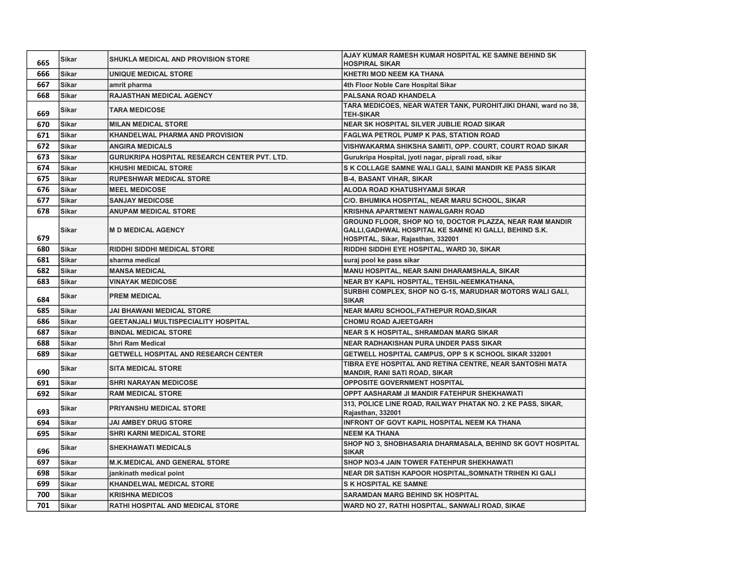| | | | |
|---|---|---|---|
| 665 | Sikar | SHUKLA MEDICAL AND PROVISION STORE | AJAY KUMAR RAMESH KUMAR HOSPITAL KE SAMNE BEHIND SK HOSPIRAL SIKAR |
| 666 | Sikar | UNIQUE MEDICAL STORE | KHETRI MOD NEEM KA THANA |
| 667 | Sikar | amrit pharma | 4th Floor Noble Care Hospital Sikar |
| 668 | Sikar | RAJASTHAN MEDICAL AGENCY | PALSANA ROAD KHANDELA |
| 669 | Sikar | TARA MEDICOSE | TARA MEDICOES, NEAR WATER TANK, PUROHITJIKI DHANI, ward no 38, TEH-SIKAR |
| 670 | Sikar | MILAN MEDICAL STORE | NEAR SK HOSPITAL SILVER JUBLIE ROAD SIKAR |
| 671 | Sikar | KHANDELWAL PHARMA AND PROVISION | FAGLWA PETROL PUMP K PAS, STATION ROAD |
| 672 | Sikar | ANGIRA MEDICALS | VISHWAKARMA SHIKSHA SAMITI, OPP. COURT, COURT ROAD SIKAR |
| 673 | Sikar | GURUKRIPA HOSPITAL RESEARCH CENTER PVT. LTD. | Gurukripa Hospital, jyoti nagar, piprali road, sikar |
| 674 | Sikar | KHUSHI MEDICAL STORE | S K COLLAGE SAMNE WALI GALI, SAINI MANDIR KE PASS SIKAR |
| 675 | Sikar | RUPESHWAR MEDICAL STORE | B-4, BASANT VIHAR, SIKAR |
| 676 | Sikar | MEEL MEDICOSE | ALODA ROAD KHATUSHYAMJI SIKAR |
| 677 | Sikar | SANJAY MEDICOSE | C/O. BHUMIKA HOSPITAL, NEAR MARU SCHOOL, SIKAR |
| 678 | Sikar | ANUPAM MEDICAL STORE | KRISHNA APARTMENT NAWALGARH ROAD |
| 679 | Sikar | M D MEDICAL AGENCY | GROUND FLOOR, SHOP NO 10, DOCTOR PLAZZA, NEAR RAM MANDIR GALLI,GADHWAL HOSPITAL KE SAMNE KI GALLI, BEHIND S.K. HOSPITAL, Sikar, Rajasthan, 332001 |
| 680 | Sikar | RIDDHI SIDDHI MEDICAL STORE | RIDDHI SIDDHI EYE HOSPITAL, WARD 30, SIKAR |
| 681 | Sikar | sharma medical | suraj pool ke pass sikar |
| 682 | Sikar | MANSA MEDICAL | MANU HOSPITAL, NEAR SAINI DHARAMSHALA, SIKAR |
| 683 | Sikar | VINAYAK MEDICOSE | NEAR BY KAPIL HOSPITAL, TEHSIL-NEEMKATHANA, |
| 684 | Sikar | PREM MEDICAL | SURBHI COMPLEX, SHOP NO G-15, MARUDHAR MOTORS WALI GALI, SIKAR |
| 685 | Sikar | JAI BHAWANI MEDICAL STORE | NEAR MARU SCHOOL,FATHEPUR ROAD,SIKAR |
| 686 | Sikar | GEETANJALI MULTISPECIALITY HOSPITAL | CHOMU ROAD AJEETGARH |
| 687 | Sikar | BINDAL MEDICAL STORE | NEAR S K HOSPITAL, SHRAMDAN MARG SIKAR |
| 688 | Sikar | Shri Ram Medical | NEAR RADHAKISHAN PURA UNDER PASS SIKAR |
| 689 | Sikar | GETWELL HOSPITAL AND RESEARCH CENTER | GETWELL HOSPITAL CAMPUS, OPP S K SCHOOL SIKAR 332001 |
| 690 | Sikar | SITA MEDICAL STORE | TIBRA EYE HOSPITAL AND RETINA CENTRE, NEAR SANTOSHI MATA MANDIR, RANI SATI ROAD, SIKAR |
| 691 | Sikar | SHRI NARAYAN MEDICOSE | OPPOSITE GOVERNMENT HOSPITAL |
| 692 | Sikar | RAM MEDICAL STORE | OPPT AASHARAM JI MANDIR FATEHPUR SHEKHAWATI |
| 693 | Sikar | PRIYANSHU MEDICAL STORE | 313, POLICE LINE ROAD, RAILWAY PHATAK NO. 2 KE PASS, SIKAR, Rajasthan, 332001 |
| 694 | Sikar | JAI AMBEY DRUG STORE | INFRONT OF GOVT KAPIL HOSPITAL NEEM KA THANA |
| 695 | Sikar | SHRI KARNI MEDICAL STORE | NEEM KA THANA |
| 696 | Sikar | SHEKHAWATI MEDICALS | SHOP NO 3, SHOBHASARIA DHARMASALA, BEHIND SK GOVT HOSPITAL SIKAR |
| 697 | Sikar | M.K.MEDICAL AND GENERAL STORE | SHOP NO3-4 JAIN TOWER FATEHPUR SHEKHAWATI |
| 698 | Sikar | jankinath medical point | NEAR DR SATISH KAPOOR HOSPITAL,SOMNATH TRIHEN KI GALI |
| 699 | Sikar | KHANDELWAL MEDICAL STORE | S K HOSPITAL KE SAMNE |
| 700 | Sikar | KRISHNA MEDICOS | SARAMDAN MARG BEHIND SK HOSPITAL |
| 701 | Sikar | RATHI HOSPITAL AND MEDICAL STORE | WARD NO 27, RATHI HOSPITAL, SANWALI ROAD, SIKAE |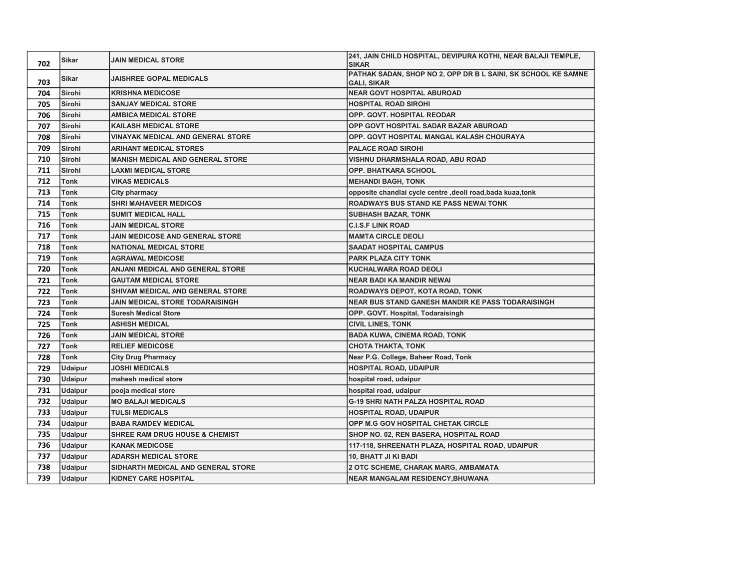| | | | |
|---|---|---|---|
| 702 | Sikar | JAIN MEDICAL STORE | 241, JAIN CHILD HOSPITAL, DEVIPURA KOTHI, NEAR BALAJI TEMPLE, SIKAR |
| 703 | Sikar | JAISHREE GOPAL MEDICALS | PATHAK SADAN, SHOP NO 2, OPP DR B L SAINI, SK SCHOOL KE SAMNE GALI, SIKAR |
| 704 | Sirohi | KRISHNA MEDICOSE | NEAR GOVT HOSPITAL ABUROAD |
| 705 | Sirohi | SANJAY MEDICAL STORE | HOSPITAL ROAD SIROHI |
| 706 | Sirohi | AMBICA MEDICAL STORE | OPP. GOVT. HOSPITAL REODAR |
| 707 | Sirohi | KAILASH MEDICAL STORE | OPP GOVT HOSPITAL SADAR BAZAR ABUROAD |
| 708 | Sirohi | VINAYAK MEDICAL AND GENERAL STORE | OPP. GOVT HOSPITAL MANGAL KALASH CHOURAYA |
| 709 | Sirohi | ARIHANT MEDICAL STORES | PALACE ROAD SIROHI |
| 710 | Sirohi | MANISH MEDICAL AND GENERAL STORE | VISHNU DHARMSHALA ROAD, ABU ROAD |
| 711 | Sirohi | LAXMI MEDICAL STORE | OPP. BHATKARA SCHOOL |
| 712 | Tonk | VIKAS MEDICALS | MEHANDI BAGH, TONK |
| 713 | Tonk | City pharmacy | opposite chandlai cycle centre ,deoli road,bada kuaa,tonk |
| 714 | Tonk | SHRI MAHAVEER MEDICOS | ROADWAYS BUS STAND KE PASS NEWAI TONK |
| 715 | Tonk | SUMIT MEDICAL HALL | SUBHASH BAZAR, TONK |
| 716 | Tonk | JAIN MEDICAL STORE | C.I.S.F LINK ROAD |
| 717 | Tonk | JAIN MEDICOSE AND GENERAL STORE | MAMTA CIRCLE DEOLI |
| 718 | Tonk | NATIONAL MEDICAL STORE | SAADAT HOSPITAL CAMPUS |
| 719 | Tonk | AGRAWAL MEDICOSE | PARK PLAZA CITY TONK |
| 720 | Tonk | ANJANI MEDICAL AND GENERAL STORE | KUCHALWARA ROAD DEOLI |
| 721 | Tonk | GAUTAM MEDICAL STORE | NEAR BADI KA MANDIR NEWAI |
| 722 | Tonk | SHIVAM MEDICAL AND GENERAL STORE | ROADWAYS DEPOT, KOTA ROAD, TONK |
| 723 | Tonk | JAIN MEDICAL STORE TODARAISINGH | NEAR BUS STAND GANESH MANDIR KE PASS TODARAISINGH |
| 724 | Tonk | Suresh Medical Store | OPP. GOVT. Hospital, Todaraisingh |
| 725 | Tonk | ASHISH MEDICAL | CIVIL LINES, TONK |
| 726 | Tonk | JAIN MEDICAL STORE | BADA KUWA, CINEMA ROAD, TONK |
| 727 | Tonk | RELIEF MEDICOSE | CHOTA THAKTA, TONK |
| 728 | Tonk | City Drug Pharmacy | Near P.G. College, Baheer Road, Tonk |
| 729 | Udaipur | JOSHI MEDICALS | HOSPITAL ROAD, UDAIPUR |
| 730 | Udaipur | mahesh medical store | hospital road, udaipur |
| 731 | Udaipur | pooja medical store | hospital road, udaipur |
| 732 | Udaipur | MO BALAJI MEDICALS | G-19 SHRI NATH PALZA HOSPITAL ROAD |
| 733 | Udaipur | TULSI MEDICALS | HOSPITAL ROAD, UDAIPUR |
| 734 | Udaipur | BABA RAMDEV MEDICAL | OPP M.G GOV HOSPITAL CHETAK CIRCLE |
| 735 | Udaipur | SHREE RAM DRUG HOUSE & CHEMIST | SHOP NO. 02, REN BASERA, HOSPITAL ROAD |
| 736 | Udaipur | KANAK MEDICOSE | 117-118, SHREENATH PLAZA, HOSPITAL ROAD, UDAIPUR |
| 737 | Udaipur | ADARSH MEDICAL STORE | 10, BHATT JI KI BADI |
| 738 | Udaipur | SIDHARTH MEDICAL AND GENERAL STORE | 2 OTC SCHEME, CHARAK MARG, AMBAMATA |
| 739 | Udaipur | KIDNEY CARE HOSPITAL | NEAR MANGALAM RESIDENCY,BHUWANA |